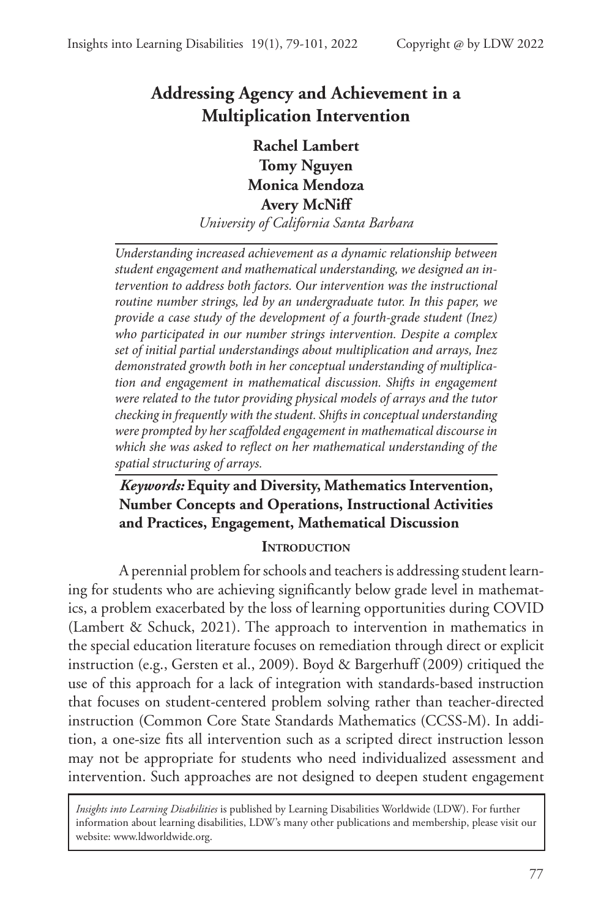# Addressing Agency and Achievement in a Multiplication Intervention

**Rachel Lambert**
**Tomy Nguyen**
**Monica Mendoza**
**Avery McNiff**
*University of California Santa Barbara*

*Understanding increased achievement as a dynamic relationship between student engagement and mathematical understanding, we designed an intervention to address both factors. Our intervention was the instructional routine number strings, led by an undergraduate tutor. In this paper, we provide a case study of the development of a fourth-grade student (Inez) who participated in our number strings intervention. Despite a complex set of initial partial understandings about multiplication and arrays, Inez demonstrated growth both in her conceptual understanding of multiplication and engagement in mathematical discussion. Shifts in engagement were related to the tutor providing physical models of arrays and the tutor checking in frequently with the student. Shifts in conceptual understanding were prompted by her scaffolded engagement in mathematical discourse in which she was asked to reflect on her mathematical understanding of the spatial structuring of arrays.*

***Keywords:*** **Equity and Diversity, Mathematics Intervention, Number Concepts and Operations, Instructional Activities and Practices, Engagement, Mathematical Discussion**

## Introduction

A perennial problem for schools and teachers is addressing student learning for students who are achieving significantly below grade level in mathematics, a problem exacerbated by the loss of learning opportunities during COVID (Lambert & Schuck, 2021). The approach to intervention in mathematics in the special education literature focuses on remediation through direct or explicit instruction (e.g., Gersten et al., 2009). Boyd & Bargerhuff (2009) critiqued the use of this approach for a lack of integration with standards-based instruction that focuses on student-centered problem solving rather than teacher-directed instruction (Common Core State Standards Mathematics (CCSS-M). In addition, a one-size fits all intervention such as a scripted direct instruction lesson may not be appropriate for students who need individualized assessment and intervention. Such approaches are not designed to deepen student engagement

*Insights into Learning Disabilities* is published by Learning Disabilities Worldwide (LDW). For further information about learning disabilities, LDW's many other publications and membership, please visit our website: www.ldworldwide.org.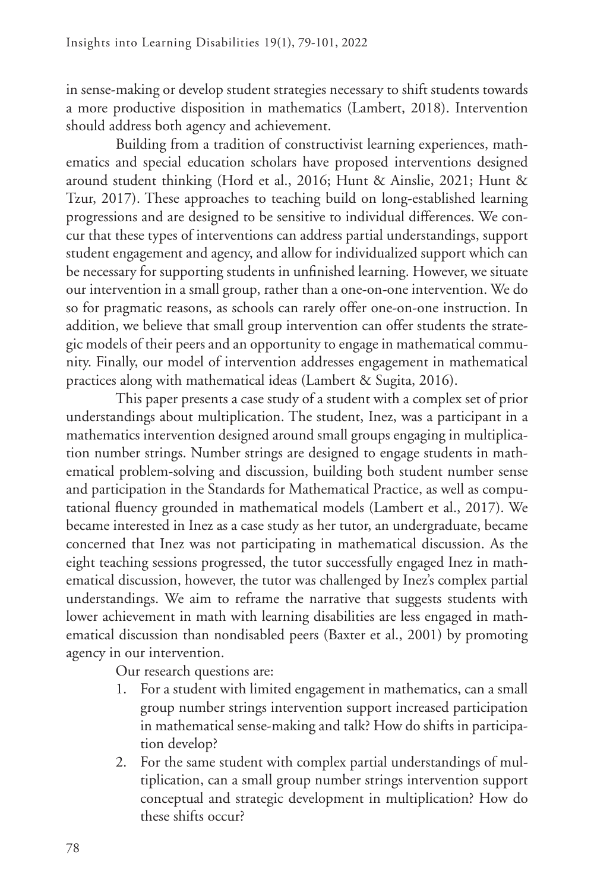in sense-making or develop student strategies necessary to shift students towards a more productive disposition in mathematics (Lambert, 2018). Intervention should address both agency and achievement.

Building from a tradition of constructivist learning experiences, mathematics and special education scholars have proposed interventions designed around student thinking (Hord et al., 2016; Hunt & Ainslie, 2021; Hunt & Tzur, 2017). These approaches to teaching build on long-established learning progressions and are designed to be sensitive to individual differences. We concur that these types of interventions can address partial understandings, support student engagement and agency, and allow for individualized support which can be necessary for supporting students in unfinished learning. However, we situate our intervention in a small group, rather than a one-on-one intervention. We do so for pragmatic reasons, as schools can rarely offer one-on-one instruction. In addition, we believe that small group intervention can offer students the strategic models of their peers and an opportunity to engage in mathematical community. Finally, our model of intervention addresses engagement in mathematical practices along with mathematical ideas (Lambert & Sugita, 2016).

This paper presents a case study of a student with a complex set of prior understandings about multiplication. The student, Inez, was a participant in a mathematics intervention designed around small groups engaging in multiplication number strings. Number strings are designed to engage students in mathematical problem-solving and discussion, building both student number sense and participation in the Standards for Mathematical Practice, as well as computational fluency grounded in mathematical models (Lambert et al., 2017). We became interested in Inez as a case study as her tutor, an undergraduate, became concerned that Inez was not participating in mathematical discussion. As the eight teaching sessions progressed, the tutor successfully engaged Inez in mathematical discussion, however, the tutor was challenged by Inez's complex partial understandings. We aim to reframe the narrative that suggests students with lower achievement in math with learning disabilities are less engaged in mathematical discussion than nondisabled peers (Baxter et al., 2001) by promoting agency in our intervention.

Our research questions are:

1. For a student with limited engagement in mathematics, can a small group number strings intervention support increased participation in mathematical sense-making and talk? How do shifts in participation develop?
2. For the same student with complex partial understandings of multiplication, can a small group number strings intervention support conceptual and strategic development in multiplication? How do these shifts occur?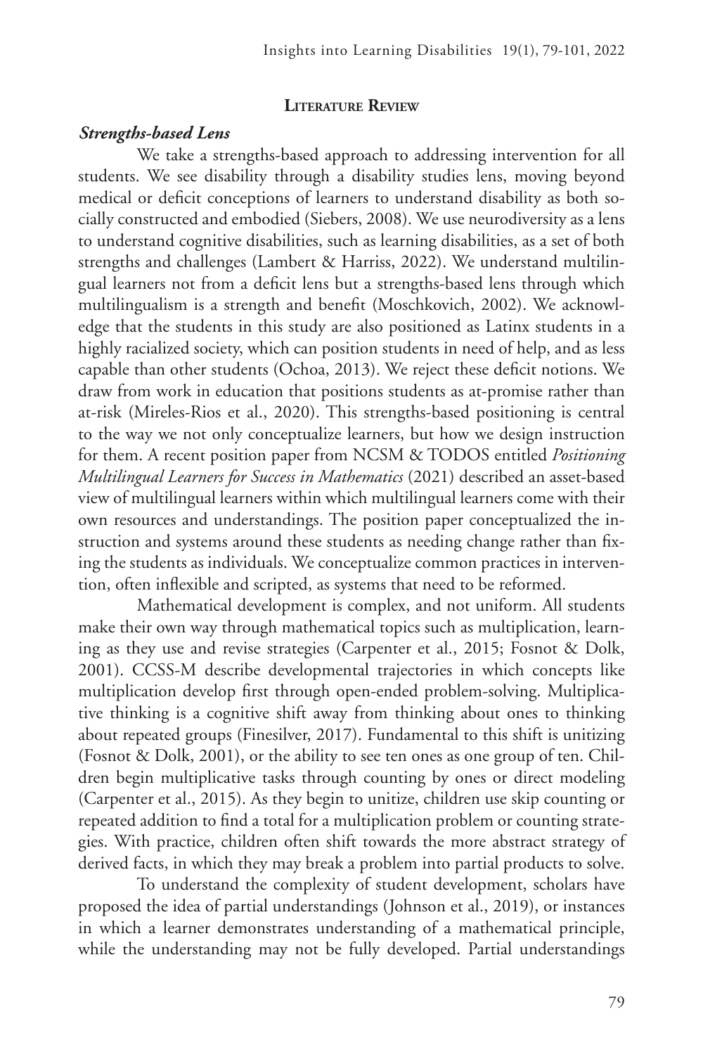## Literature Review

### *Strengths-based Lens*

We take a strengths-based approach to addressing intervention for all students. We see disability through a disability studies lens, moving beyond medical or deficit conceptions of learners to understand disability as both socially constructed and embodied (Siebers, 2008). We use neurodiversity as a lens to understand cognitive disabilities, such as learning disabilities, as a set of both strengths and challenges (Lambert & Harriss, 2022). We understand multilingual learners not from a deficit lens but a strengths-based lens through which multilingualism is a strength and benefit (Moschkovich, 2002). We acknowledge that the students in this study are also positioned as Latinx students in a highly racialized society, which can position students in need of help, and as less capable than other students (Ochoa, 2013). We reject these deficit notions. We draw from work in education that positions students as at-promise rather than at-risk (Mireles-Rios et al., 2020). This strengths-based positioning is central to the way we not only conceptualize learners, but how we design instruction for them. A recent position paper from NCSM & TODOS entitled *Positioning Multilingual Learners for Success in Mathematics* (2021) described an asset-based view of multilingual learners within which multilingual learners come with their own resources and understandings. The position paper conceptualized the instruction and systems around these students as needing change rather than fixing the students as individuals. We conceptualize common practices in intervention, often inflexible and scripted, as systems that need to be reformed.

Mathematical development is complex, and not uniform. All students make their own way through mathematical topics such as multiplication, learning as they use and revise strategies (Carpenter et al., 2015; Fosnot & Dolk, 2001). CCSS-M describe developmental trajectories in which concepts like multiplication develop first through open-ended problem-solving. Multiplicative thinking is a cognitive shift away from thinking about ones to thinking about repeated groups (Finesilver, 2017). Fundamental to this shift is unitizing (Fosnot & Dolk, 2001), or the ability to see ten ones as one group of ten. Children begin multiplicative tasks through counting by ones or direct modeling (Carpenter et al., 2015). As they begin to unitize, children use skip counting or repeated addition to find a total for a multiplication problem or counting strategies. With practice, children often shift towards the more abstract strategy of derived facts, in which they may break a problem into partial products to solve.

To understand the complexity of student development, scholars have proposed the idea of partial understandings (Johnson et al., 2019), or instances in which a learner demonstrates understanding of a mathematical principle, while the understanding may not be fully developed. Partial understandings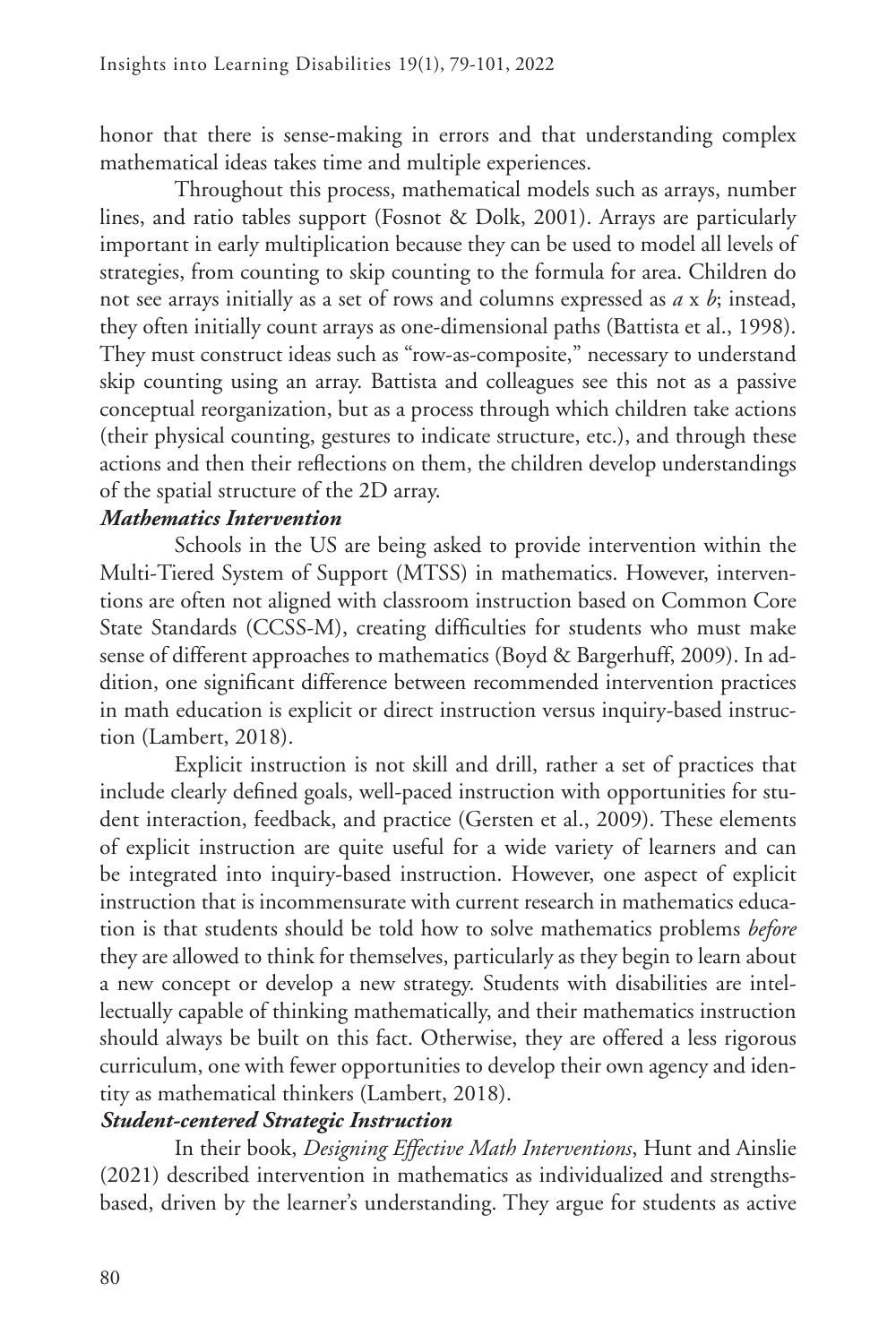honor that there is sense-making in errors and that understanding complex mathematical ideas takes time and multiple experiences.

Throughout this process, mathematical models such as arrays, number lines, and ratio tables support (Fosnot & Dolk, 2001). Arrays are particularly important in early multiplication because they can be used to model all levels of strategies, from counting to skip counting to the formula for area. Children do not see arrays initially as a set of rows and columns expressed as $a \times b$; instead, they often initially count arrays as one-dimensional paths (Battista et al., 1998). They must construct ideas such as "row-as-composite," necessary to understand skip counting using an array. Battista and colleagues see this not as a passive conceptual reorganization, but as a process through which children take actions (their physical counting, gestures to indicate structure, etc.), and through these actions and then their reflections on them, the children develop understandings of the spatial structure of the 2D array.

### *Mathematics Intervention*

Schools in the US are being asked to provide intervention within the Multi-Tiered System of Support (MTSS) in mathematics. However, interventions are often not aligned with classroom instruction based on Common Core State Standards (CCSS-M), creating difficulties for students who must make sense of different approaches to mathematics (Boyd & Bargerhuff, 2009). In addition, one significant difference between recommended intervention practices in math education is explicit or direct instruction versus inquiry-based instruction (Lambert, 2018).

Explicit instruction is not skill and drill, rather a set of practices that include clearly defined goals, well-paced instruction with opportunities for student interaction, feedback, and practice (Gersten et al., 2009). These elements of explicit instruction are quite useful for a wide variety of learners and can be integrated into inquiry-based instruction. However, one aspect of explicit instruction that is incommensurate with current research in mathematics education is that students should be told how to solve mathematics problems *before* they are allowed to think for themselves, particularly as they begin to learn about a new concept or develop a new strategy. Students with disabilities are intellectually capable of thinking mathematically, and their mathematics instruction should always be built on this fact. Otherwise, they are offered a less rigorous curriculum, one with fewer opportunities to develop their own agency and identity as mathematical thinkers (Lambert, 2018).

### *Student-centered Strategic Instruction*

In their book, *Designing Effective Math Interventions*, Hunt and Ainslie (2021) described intervention in mathematics as individualized and strengths-based, driven by the learner's understanding. They argue for students as active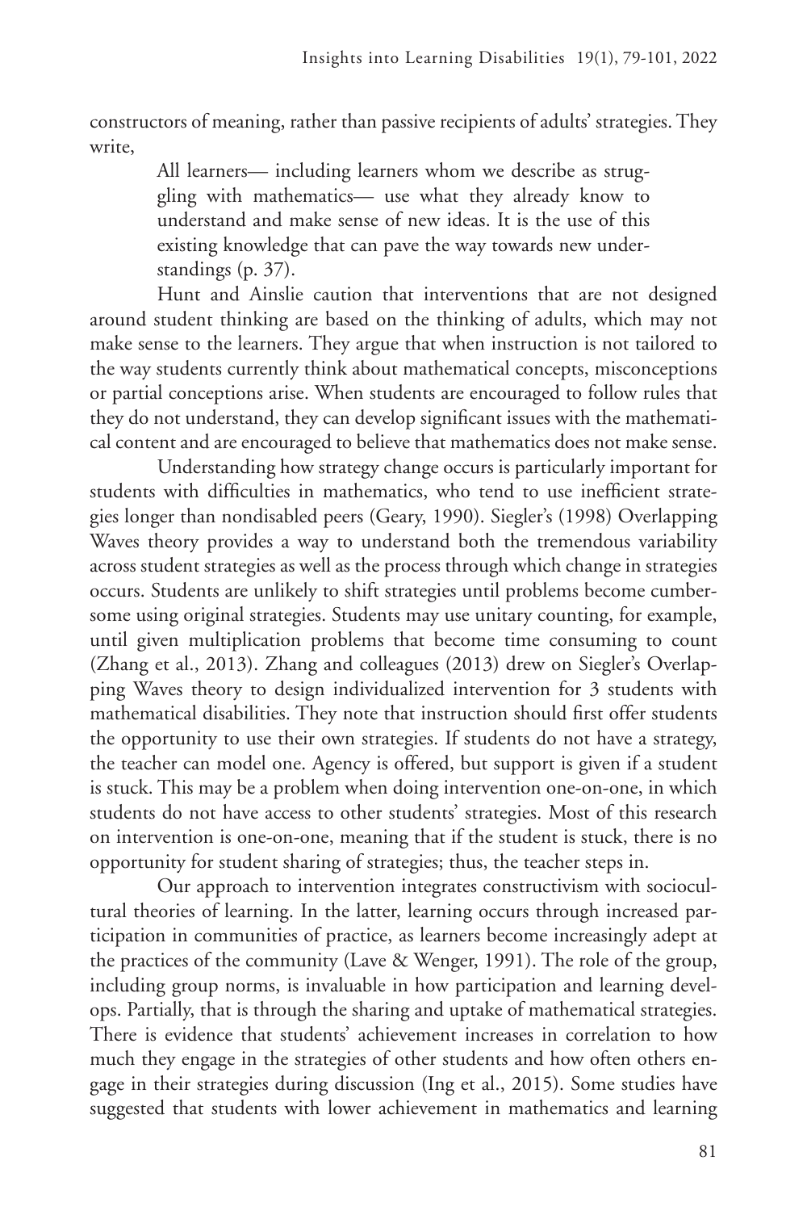constructors of meaning, rather than passive recipients of adults' strategies. They write,

> All learners— including learners whom we describe as struggling with mathematics— use what they already know to understand and make sense of new ideas. It is the use of this existing knowledge that can pave the way towards new understandings (p. 37).

Hunt and Ainslie caution that interventions that are not designed around student thinking are based on the thinking of adults, which may not make sense to the learners. They argue that when instruction is not tailored to the way students currently think about mathematical concepts, misconceptions or partial conceptions arise. When students are encouraged to follow rules that they do not understand, they can develop significant issues with the mathematical content and are encouraged to believe that mathematics does not make sense.

Understanding how strategy change occurs is particularly important for students with difficulties in mathematics, who tend to use inefficient strategies longer than nondisabled peers (Geary, 1990). Siegler's (1998) Overlapping Waves theory provides a way to understand both the tremendous variability across student strategies as well as the process through which change in strategies occurs. Students are unlikely to shift strategies until problems become cumbersome using original strategies. Students may use unitary counting, for example, until given multiplication problems that become time consuming to count (Zhang et al., 2013). Zhang and colleagues (2013) drew on Siegler's Overlapping Waves theory to design individualized intervention for 3 students with mathematical disabilities. They note that instruction should first offer students the opportunity to use their own strategies. If students do not have a strategy, the teacher can model one. Agency is offered, but support is given if a student is stuck. This may be a problem when doing intervention one-on-one, in which students do not have access to other students' strategies. Most of this research on intervention is one-on-one, meaning that if the student is stuck, there is no opportunity for student sharing of strategies; thus, the teacher steps in.

Our approach to intervention integrates constructivism with sociocultural theories of learning. In the latter, learning occurs through increased participation in communities of practice, as learners become increasingly adept at the practices of the community (Lave & Wenger, 1991). The role of the group, including group norms, is invaluable in how participation and learning develops. Partially, that is through the sharing and uptake of mathematical strategies. There is evidence that students' achievement increases in correlation to how much they engage in the strategies of other students and how often others engage in their strategies during discussion (Ing et al., 2015). Some studies have suggested that students with lower achievement in mathematics and learning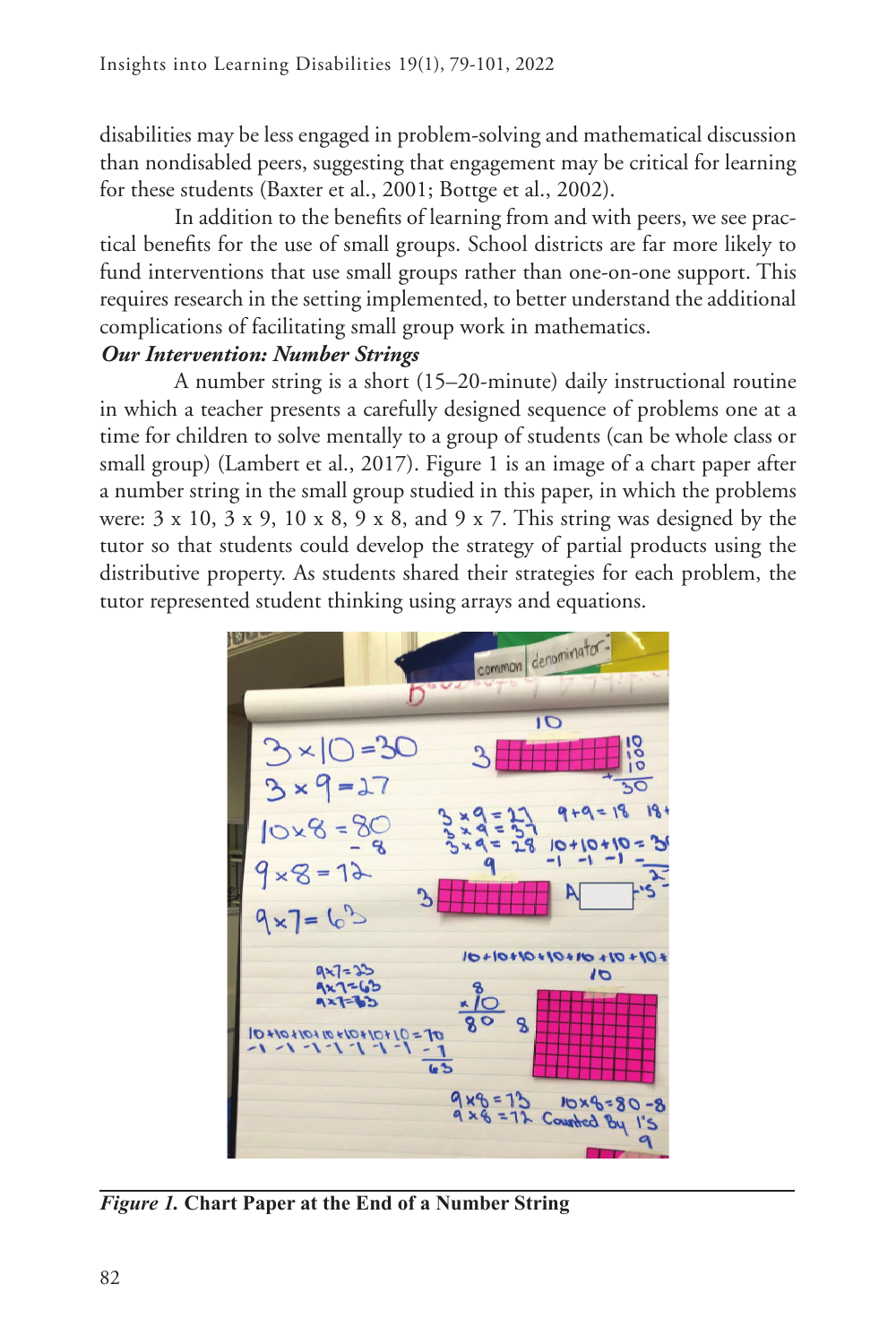disabilities may be less engaged in problem-solving and mathematical discussion than nondisabled peers, suggesting that engagement may be critical for learning for these students (Baxter et al., 2001; Bottge et al., 2002).

In addition to the benefits of learning from and with peers, we see practical benefits for the use of small groups. School districts are far more likely to fund interventions that use small groups rather than one-on-one support. This requires research in the setting implemented, to better understand the additional complications of facilitating small group work in mathematics.

***Our Intervention: Number Strings***

A number string is a short (15–20-minute) daily instructional routine in which a teacher presents a carefully designed sequence of problems one at a time for children to solve mentally to a group of students (can be whole class or small group) (Lambert et al., 2017). Figure 1 is an image of a chart paper after a number string in the small group studied in this paper, in which the problems were: 3 x 10, 3 x 9, 10 x 8, 9 x 8, and 9 x 7. This string was designed by the tutor so that students could develop the strategy of partial products using the distributive property. As students shared their strategies for each problem, the tutor represented student thinking using arrays and equations.

***Figure 1.*** **Chart Paper at the End of a Number String**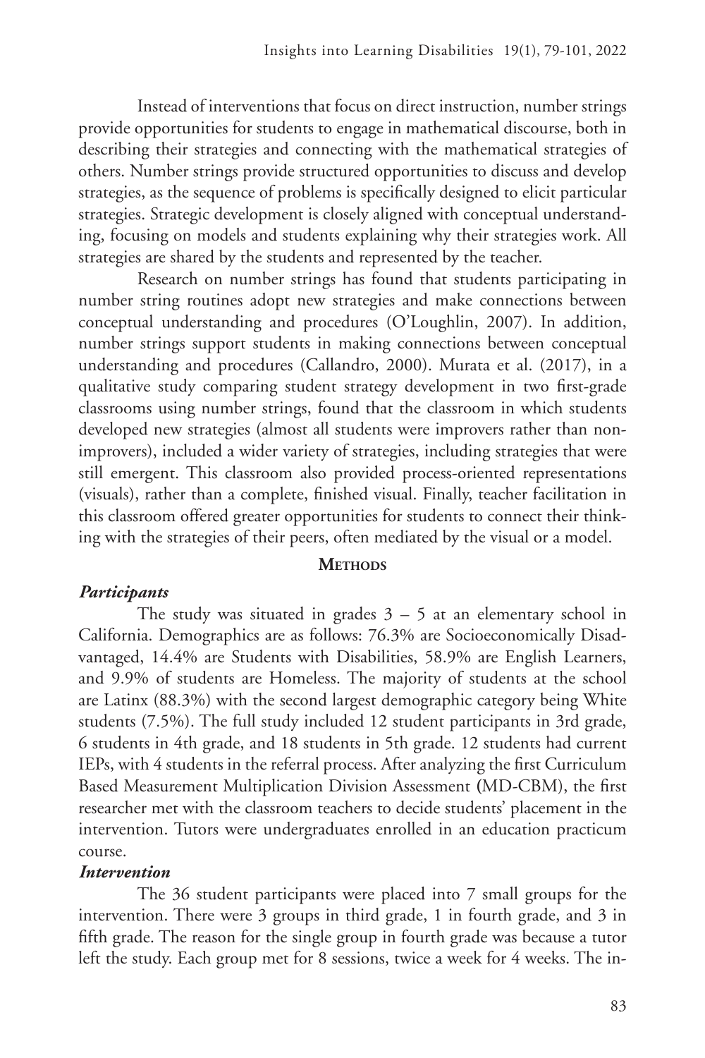Instead of interventions that focus on direct instruction, number strings provide opportunities for students to engage in mathematical discourse, both in describing their strategies and connecting with the mathematical strategies of others. Number strings provide structured opportunities to discuss and develop strategies, as the sequence of problems is specifically designed to elicit particular strategies. Strategic development is closely aligned with conceptual understanding, focusing on models and students explaining why their strategies work. All strategies are shared by the students and represented by the teacher.

Research on number strings has found that students participating in number string routines adopt new strategies and make connections between conceptual understanding and procedures (O'Loughlin, 2007). In addition, number strings support students in making connections between conceptual understanding and procedures (Callandro, 2000). Murata et al. (2017), in a qualitative study comparing student strategy development in two first-grade classrooms using number strings, found that the classroom in which students developed new strategies (almost all students were improvers rather than non-improvers), included a wider variety of strategies, including strategies that were still emergent. This classroom also provided process-oriented representations (visuals), rather than a complete, finished visual. Finally, teacher facilitation in this classroom offered greater opportunities for students to connect their thinking with the strategies of their peers, often mediated by the visual or a model.

## Methods

### *Participants*

The study was situated in grades 3 – 5 at an elementary school in California. Demographics are as follows: 76.3% are Socioeconomically Disadvantaged, 14.4% are Students with Disabilities, 58.9% are English Learners, and 9.9% of students are Homeless. The majority of students at the school are Latinx (88.3%) with the second largest demographic category being White students (7.5%). The full study included 12 student participants in 3rd grade, 6 students in 4th grade, and 18 students in 5th grade. 12 students had current IEPs, with 4 students in the referral process. After analyzing the first Curriculum Based Measurement Multiplication Division Assessment (MD-CBM), the first researcher met with the classroom teachers to decide students' placement in the intervention. Tutors were undergraduates enrolled in an education practicum course.

### *Intervention*

The 36 student participants were placed into 7 small groups for the intervention. There were 3 groups in third grade, 1 in fourth grade, and 3 in fifth grade. The reason for the single group in fourth grade was because a tutor left the study. Each group met for 8 sessions, twice a week for 4 weeks. The in-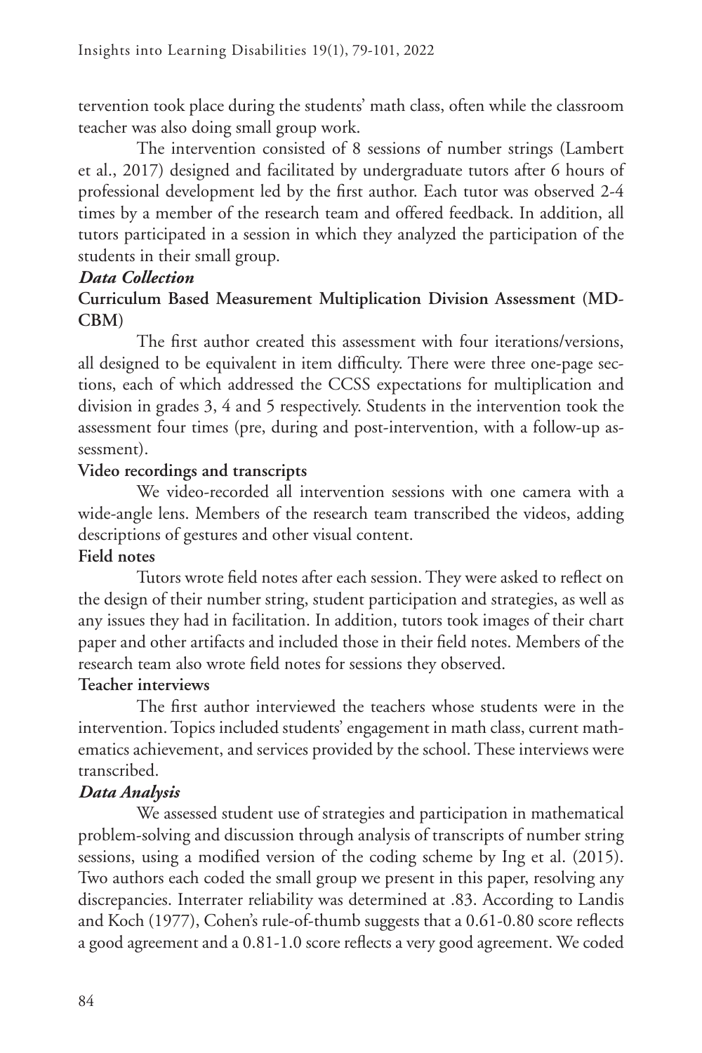tervention took place during the students' math class, often while the classroom teacher was also doing small group work.

The intervention consisted of 8 sessions of number strings (Lambert et al., 2017) designed and facilitated by undergraduate tutors after 6 hours of professional development led by the first author. Each tutor was observed 2-4 times by a member of the research team and offered feedback. In addition, all tutors participated in a session in which they analyzed the participation of the students in their small group.

### *Data Collection*

#### Curriculum Based Measurement Multiplication Division Assessment (MD-CBM)

The first author created this assessment with four iterations/versions, all designed to be equivalent in item difficulty. There were three one-page sections, each of which addressed the CCSS expectations for multiplication and division in grades 3, 4 and 5 respectively. Students in the intervention took the assessment four times (pre, during and post-intervention, with a follow-up assessment).

#### Video recordings and transcripts

We video-recorded all intervention sessions with one camera with a wide-angle lens. Members of the research team transcribed the videos, adding descriptions of gestures and other visual content.

#### Field notes

Tutors wrote field notes after each session. They were asked to reflect on the design of their number string, student participation and strategies, as well as any issues they had in facilitation. In addition, tutors took images of their chart paper and other artifacts and included those in their field notes. Members of the research team also wrote field notes for sessions they observed.

#### Teacher interviews

The first author interviewed the teachers whose students were in the intervention. Topics included students' engagement in math class, current mathematics achievement, and services provided by the school. These interviews were transcribed.

### *Data Analysis*

We assessed student use of strategies and participation in mathematical problem-solving and discussion through analysis of transcripts of number string sessions, using a modified version of the coding scheme by Ing et al. (2015). Two authors each coded the small group we present in this paper, resolving any discrepancies. Interrater reliability was determined at .83. According to Landis and Koch (1977), Cohen's rule-of-thumb suggests that a 0.61-0.80 score reflects a good agreement and a 0.81-1.0 score reflects a very good agreement. We coded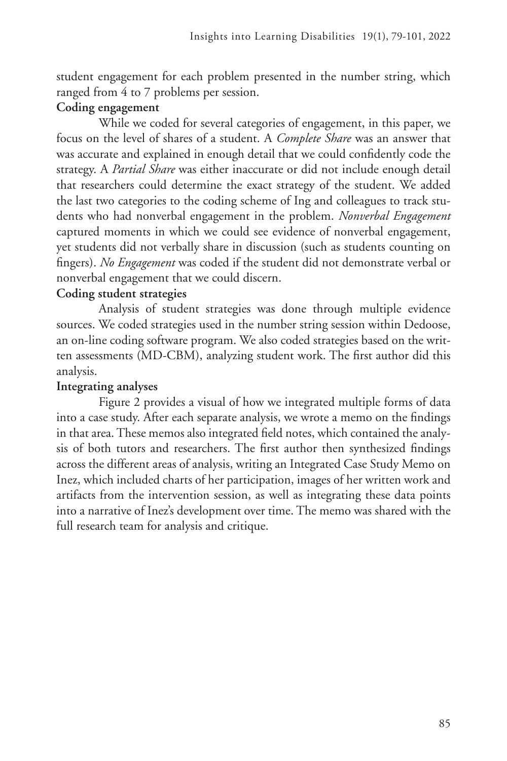student engagement for each problem presented in the number string, which ranged from 4 to 7 problems per session.

**Coding engagement**

While we coded for several categories of engagement, in this paper, we focus on the level of shares of a student. A *Complete Share* was an answer that was accurate and explained in enough detail that we could confidently code the strategy. A *Partial Share* was either inaccurate or did not include enough detail that researchers could determine the exact strategy of the student. We added the last two categories to the coding scheme of Ing and colleagues to track students who had nonverbal engagement in the problem. *Nonverbal Engagement* captured moments in which we could see evidence of nonverbal engagement, yet students did not verbally share in discussion (such as students counting on fingers). *No Engagement* was coded if the student did not demonstrate verbal or nonverbal engagement that we could discern.

**Coding student strategies**

Analysis of student strategies was done through multiple evidence sources. We coded strategies used in the number string session within Dedoose, an on-line coding software program. We also coded strategies based on the written assessments (MD-CBM), analyzing student work. The first author did this analysis.

**Integrating analyses**

Figure 2 provides a visual of how we integrated multiple forms of data into a case study. After each separate analysis, we wrote a memo on the findings in that area. These memos also integrated field notes, which contained the analysis of both tutors and researchers. The first author then synthesized findings across the different areas of analysis, writing an Integrated Case Study Memo on Inez, which included charts of her participation, images of her written work and artifacts from the intervention session, as well as integrating these data points into a narrative of Inez's development over time. The memo was shared with the full research team for analysis and critique.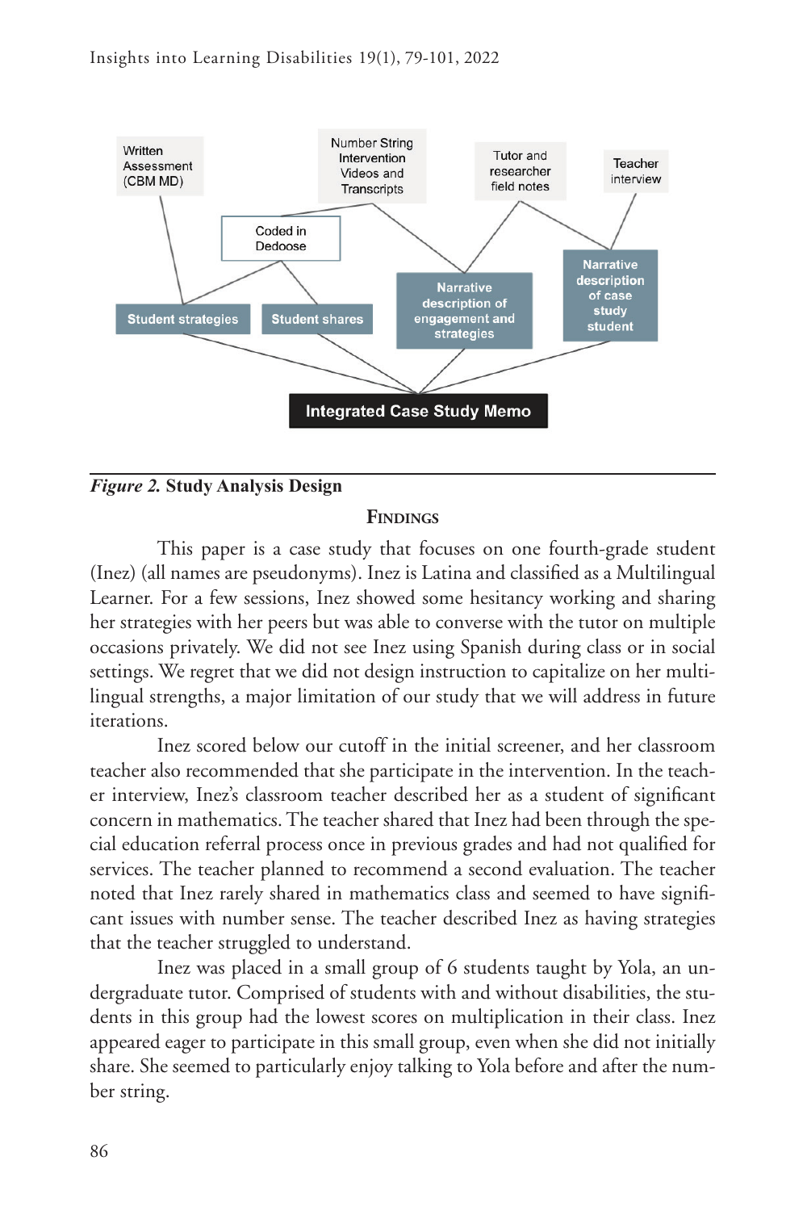*Figure 2.* **Study Analysis Design**

## Findings

This paper is a case study that focuses on one fourth-grade student (Inez) (all names are pseudonyms). Inez is Latina and classified as a Multilingual Learner. For a few sessions, Inez showed some hesitancy working and sharing her strategies with her peers but was able to converse with the tutor on multiple occasions privately. We did not see Inez using Spanish during class or in social settings. We regret that we did not design instruction to capitalize on her multilingual strengths, a major limitation of our study that we will address in future iterations.

Inez scored below our cutoff in the initial screener, and her classroom teacher also recommended that she participate in the intervention. In the teacher interview, Inez's classroom teacher described her as a student of significant concern in mathematics. The teacher shared that Inez had been through the special education referral process once in previous grades and had not qualified for services. The teacher planned to recommend a second evaluation. The teacher noted that Inez rarely shared in mathematics class and seemed to have significant issues with number sense. The teacher described Inez as having strategies that the teacher struggled to understand.

Inez was placed in a small group of 6 students taught by Yola, an undergraduate tutor. Comprised of students with and without disabilities, the students in this group had the lowest scores on multiplication in their class. Inez appeared eager to participate in this small group, even when she did not initially share. She seemed to particularly enjoy talking to Yola before and after the number string.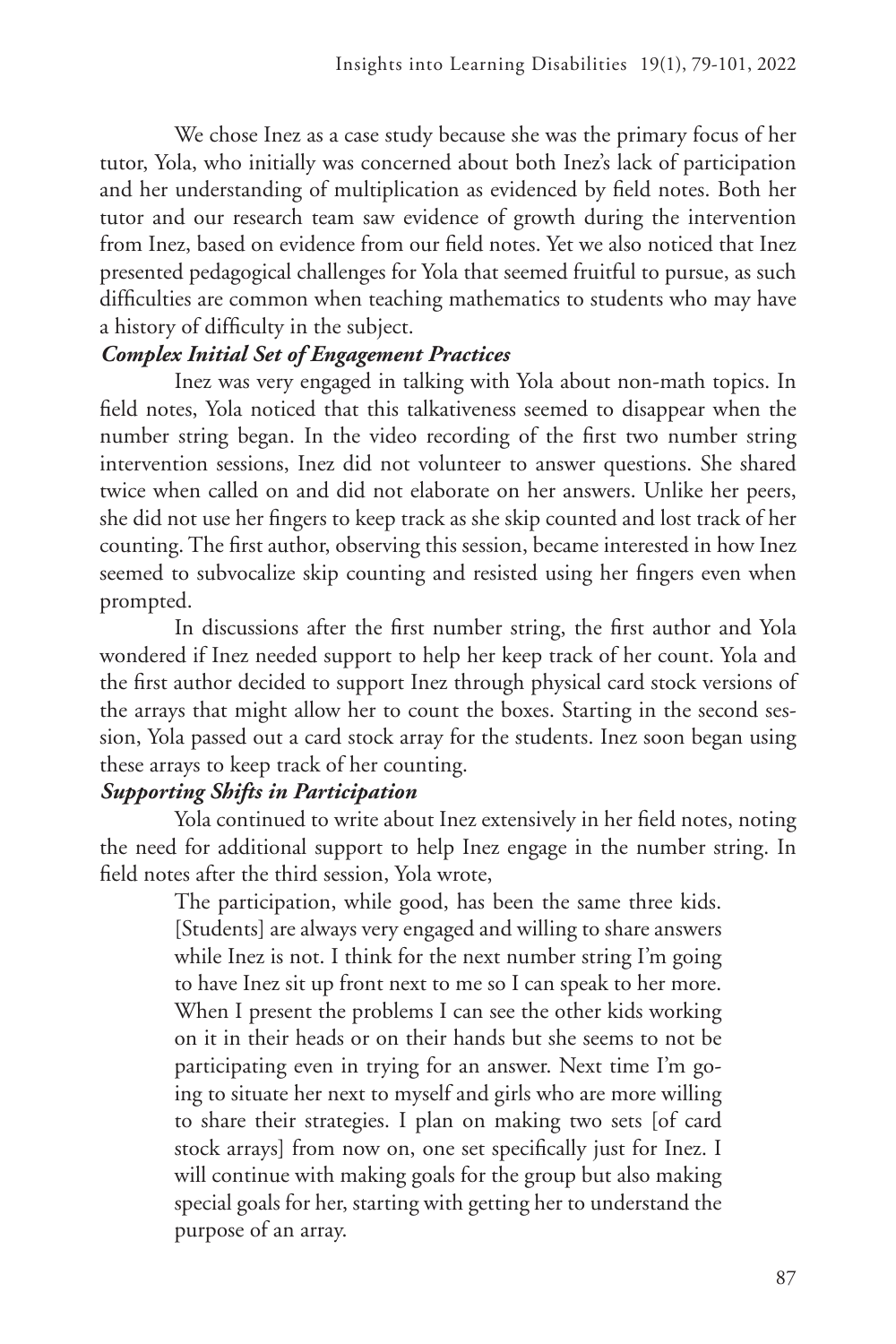We chose Inez as a case study because she was the primary focus of her tutor, Yola, who initially was concerned about both Inez's lack of participation and her understanding of multiplication as evidenced by field notes. Both her tutor and our research team saw evidence of growth during the intervention from Inez, based on evidence from our field notes. Yet we also noticed that Inez presented pedagogical challenges for Yola that seemed fruitful to pursue, as such difficulties are common when teaching mathematics to students who may have a history of difficulty in the subject.

***Complex Initial Set of Engagement Practices***

Inez was very engaged in talking with Yola about non-math topics. In field notes, Yola noticed that this talkativeness seemed to disappear when the number string began. In the video recording of the first two number string intervention sessions, Inez did not volunteer to answer questions. She shared twice when called on and did not elaborate on her answers. Unlike her peers, she did not use her fingers to keep track as she skip counted and lost track of her counting. The first author, observing this session, became interested in how Inez seemed to subvocalize skip counting and resisted using her fingers even when prompted.

In discussions after the first number string, the first author and Yola wondered if Inez needed support to help her keep track of her count. Yola and the first author decided to support Inez through physical card stock versions of the arrays that might allow her to count the boxes. Starting in the second session, Yola passed out a card stock array for the students. Inez soon began using these arrays to keep track of her counting.

***Supporting Shifts in Participation***

Yola continued to write about Inez extensively in her field notes, noting the need for additional support to help Inez engage in the number string. In field notes after the third session, Yola wrote,

> The participation, while good, has been the same three kids. [Students] are always very engaged and willing to share answers while Inez is not. I think for the next number string I'm going to have Inez sit up front next to me so I can speak to her more. When I present the problems I can see the other kids working on it in their heads or on their hands but she seems to not be participating even in trying for an answer. Next time I'm going to situate her next to myself and girls who are more willing to share their strategies. I plan on making two sets [of card stock arrays] from now on, one set specifically just for Inez. I will continue with making goals for the group but also making special goals for her, starting with getting her to understand the purpose of an array.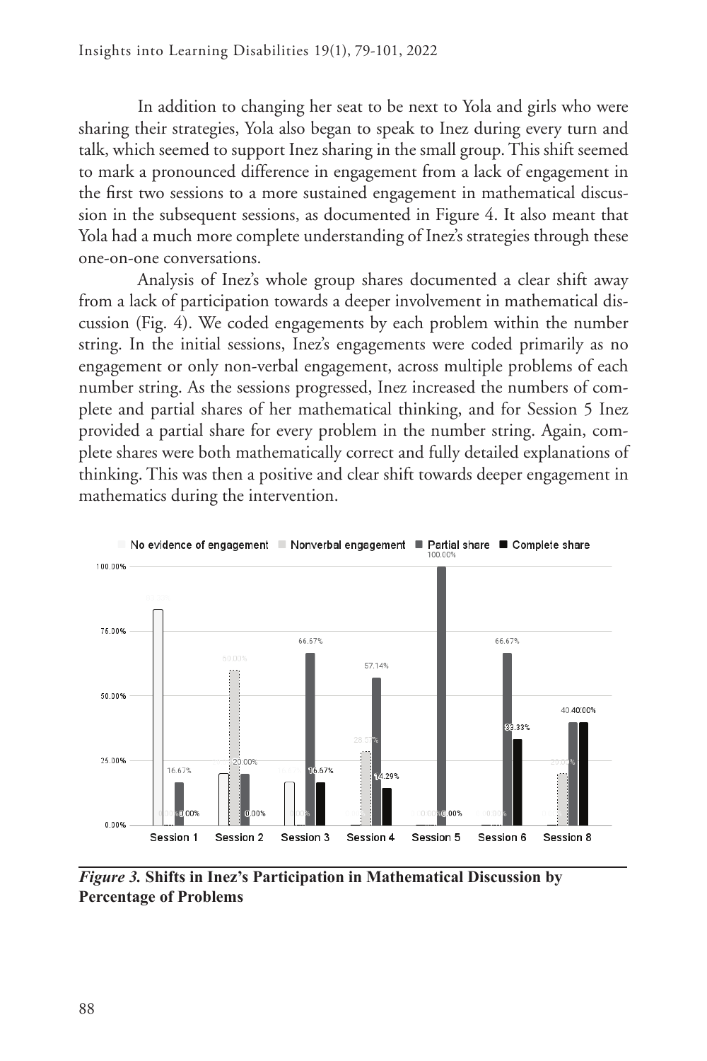In addition to changing her seat to be next to Yola and girls who were sharing their strategies, Yola also began to speak to Inez during every turn and talk, which seemed to support Inez sharing in the small group. This shift seemed to mark a pronounced difference in engagement from a lack of engagement in the first two sessions to a more sustained engagement in mathematical discussion in the subsequent sessions, as documented in Figure 4. It also meant that Yola had a much more complete understanding of Inez's strategies through these one-on-one conversations.

Analysis of Inez's whole group shares documented a clear shift away from a lack of participation towards a deeper involvement in mathematical discussion (Fig. 4). We coded engagements by each problem within the number string. In the initial sessions, Inez's engagements were coded primarily as no engagement or only non-verbal engagement, across multiple problems of each number string. As the sessions progressed, Inez increased the numbers of complete and partial shares of her mathematical thinking, and for Session 5 Inez provided a partial share for every problem in the number string. Again, complete shares were both mathematically correct and fully detailed explanations of thinking. This was then a positive and clear shift towards deeper engagement in mathematics during the intervention.

*Figure 3.* **Shifts in Inez's Participation in Mathematical Discussion by Percentage of Problems**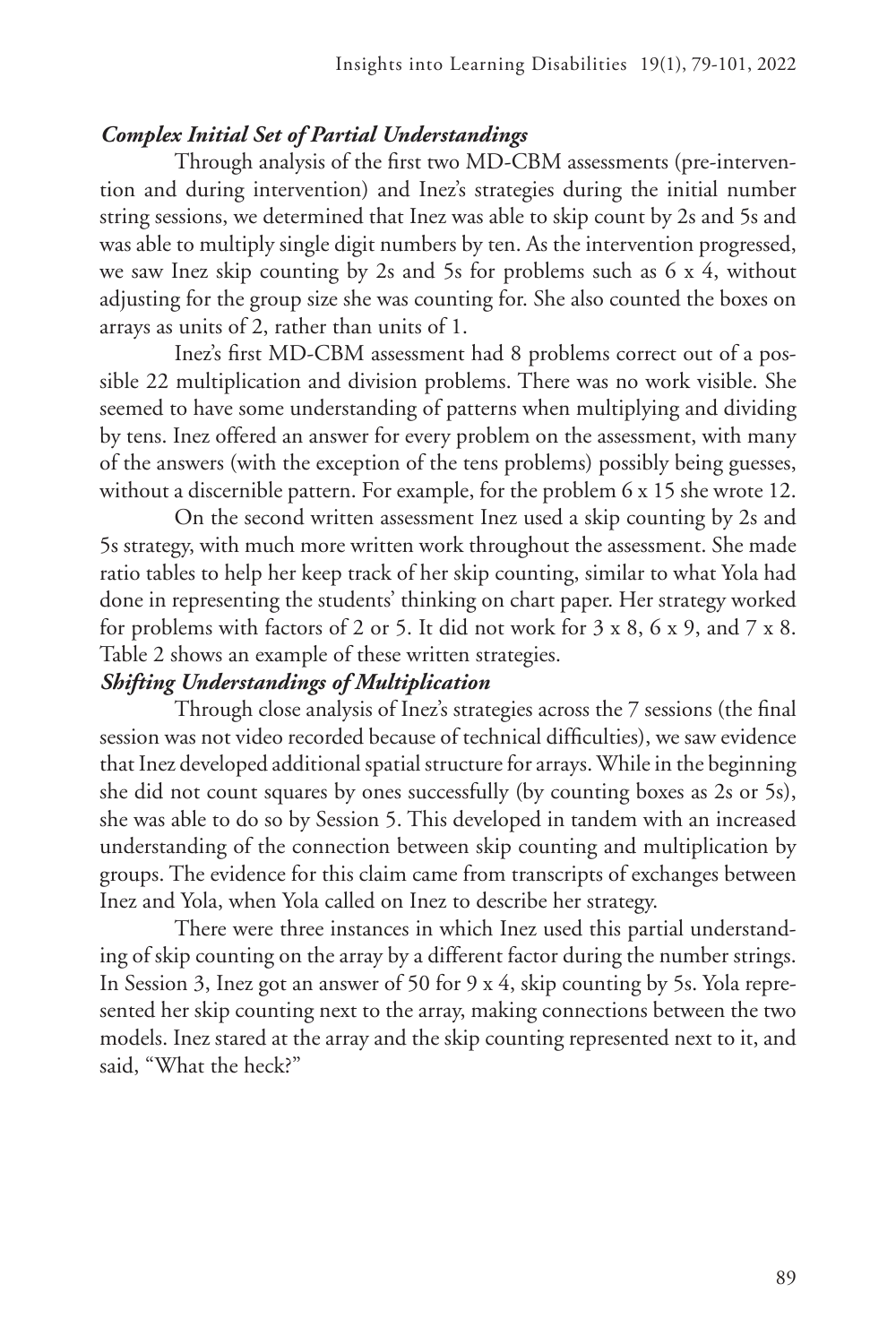### *Complex Initial Set of Partial Understandings*

Through analysis of the first two MD-CBM assessments (pre-intervention and during intervention) and Inez's strategies during the initial number string sessions, we determined that Inez was able to skip count by 2s and 5s and was able to multiply single digit numbers by ten. As the intervention progressed, we saw Inez skip counting by 2s and 5s for problems such as 6 x 4, without adjusting for the group size she was counting for. She also counted the boxes on arrays as units of 2, rather than units of 1.

Inez's first MD-CBM assessment had 8 problems correct out of a possible 22 multiplication and division problems. There was no work visible. She seemed to have some understanding of patterns when multiplying and dividing by tens. Inez offered an answer for every problem on the assessment, with many of the answers (with the exception of the tens problems) possibly being guesses, without a discernible pattern. For example, for the problem 6 x 15 she wrote 12.

On the second written assessment Inez used a skip counting by 2s and 5s strategy, with much more written work throughout the assessment. She made ratio tables to help her keep track of her skip counting, similar to what Yola had done in representing the students' thinking on chart paper. Her strategy worked for problems with factors of 2 or 5. It did not work for 3 x 8, 6 x 9, and 7 x 8. Table 2 shows an example of these written strategies.

### *Shifting Understandings of Multiplication*

Through close analysis of Inez's strategies across the 7 sessions (the final session was not video recorded because of technical difficulties), we saw evidence that Inez developed additional spatial structure for arrays. While in the beginning she did not count squares by ones successfully (by counting boxes as 2s or 5s), she was able to do so by Session 5. This developed in tandem with an increased understanding of the connection between skip counting and multiplication by groups. The evidence for this claim came from transcripts of exchanges between Inez and Yola, when Yola called on Inez to describe her strategy.

There were three instances in which Inez used this partial understanding of skip counting on the array by a different factor during the number strings. In Session 3, Inez got an answer of 50 for 9 x 4, skip counting by 5s. Yola represented her skip counting next to the array, making connections between the two models. Inez stared at the array and the skip counting represented next to it, and said, "What the heck?"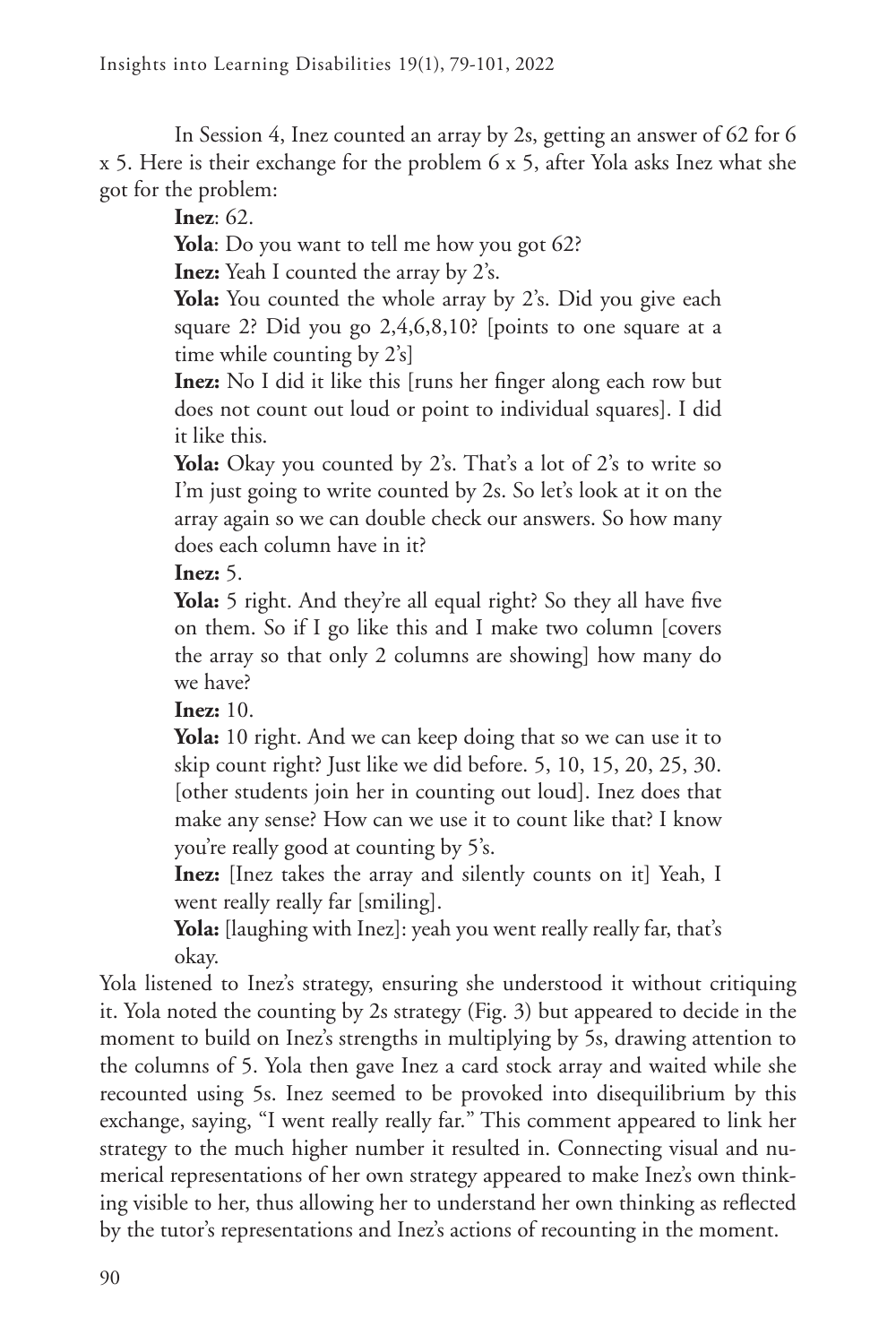In Session 4, Inez counted an array by 2s, getting an answer of 62 for 6 x 5. Here is their exchange for the problem 6 x 5, after Yola asks Inez what she got for the problem:

> **Inez**: 62.
>
> **Yola**: Do you want to tell me how you got 62?
>
> **Inez:** Yeah I counted the array by 2's.
>
> **Yola:** You counted the whole array by 2's. Did you give each square 2? Did you go 2,4,6,8,10? [points to one square at a time while counting by 2's]
>
> **Inez:** No I did it like this [runs her finger along each row but does not count out loud or point to individual squares]. I did it like this.
>
> **Yola:** Okay you counted by 2's. That's a lot of 2's to write so I'm just going to write counted by 2s. So let's look at it on the array again so we can double check our answers. So how many does each column have in it?
>
> **Inez:** 5.
>
> **Yola:** 5 right. And they're all equal right? So they all have five on them. So if I go like this and I make two column [covers the array so that only 2 columns are showing] how many do we have?
>
> **Inez:** 10.
>
> **Yola:** 10 right. And we can keep doing that so we can use it to skip count right? Just like we did before. 5, 10, 15, 20, 25, 30. [other students join her in counting out loud]. Inez does that make any sense? How can we use it to count like that? I know you're really good at counting by 5's.
>
> **Inez:** [Inez takes the array and silently counts on it] Yeah, I went really really far [smiling].
>
> **Yola:** [laughing with Inez]: yeah you went really really far, that's okay.

Yola listened to Inez's strategy, ensuring she understood it without critiquing it. Yola noted the counting by 2s strategy (Fig. 3) but appeared to decide in the moment to build on Inez's strengths in multiplying by 5s, drawing attention to the columns of 5. Yola then gave Inez a card stock array and waited while she recounted using 5s. Inez seemed to be provoked into disequilibrium by this exchange, saying, "I went really really far." This comment appeared to link her strategy to the much higher number it resulted in. Connecting visual and numerical representations of her own strategy appeared to make Inez's own thinking visible to her, thus allowing her to understand her own thinking as reflected by the tutor's representations and Inez's actions of recounting in the moment.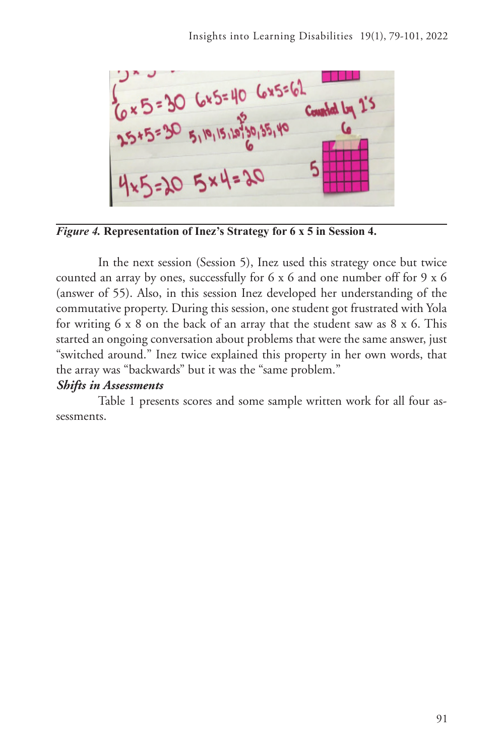*Figure 4.* **Representation of Inez's Strategy for 6 x 5 in Session 4.**

In the next session (Session 5), Inez used this strategy once but twice counted an array by ones, successfully for 6 x 6 and one number off for 9 x 6 (answer of 55). Also, in this session Inez developed her understanding of the commutative property. During this session, one student got frustrated with Yola for writing 6 x 8 on the back of an array that the student saw as 8 x 6. This started an ongoing conversation about problems that were the same answer, just "switched around." Inez twice explained this property in her own words, that the array was "backwards" but it was the "same problem."

***Shifts in Assessments***

Table 1 presents scores and some sample written work for all four assessments.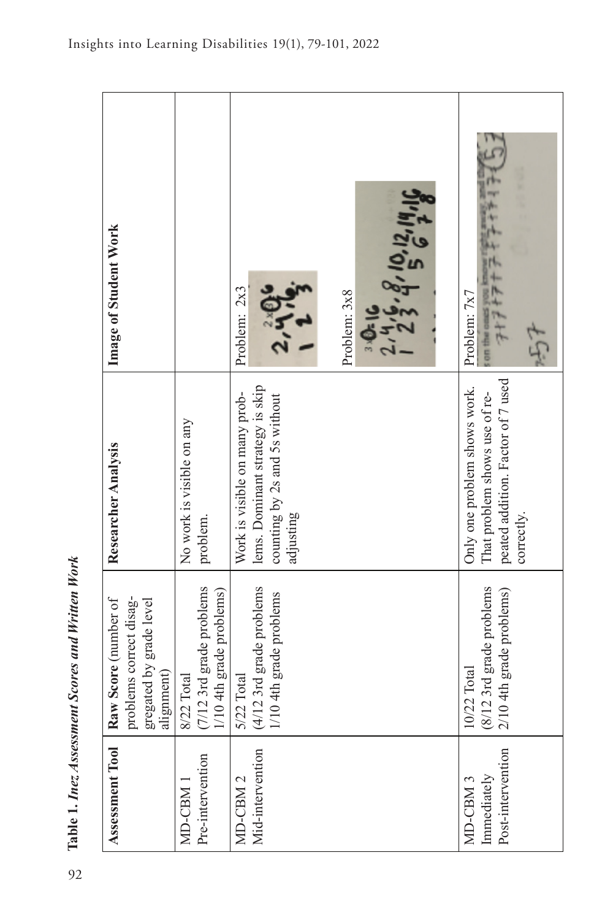**Table 1.** ***Inez Assessment Scores and Written Work***

| Assessment Tool | Raw Score (number of problems correct disaggregated by grade level alignment) | Researcher Analysis | Image of Student Work |
|---|---|---|---|
| MD-CBM 1 Pre-intervention | 8/22 Total (7/12 3rd grade problems 1/10 4th grade problems) | No work is visible on any problem. | |
| MD-CBM 2 Mid-intervention | 5/22 Total (4/12 3rd grade problems 1/10 4th grade problems | Work is visible on many problems. Dominant strategy is skip counting by 2s and 5s without adjusting | Problem: 2x3 Problem: 3x8 |
| MD-CBM 3 Immediately Post-intervention | 10/22 Total (8/12 3rd grade problems 2/10 4th grade problems) | Only one problem shows work. That problem shows use of repeated addition. Factor of 7 used correctly. | Problem: 7x7 |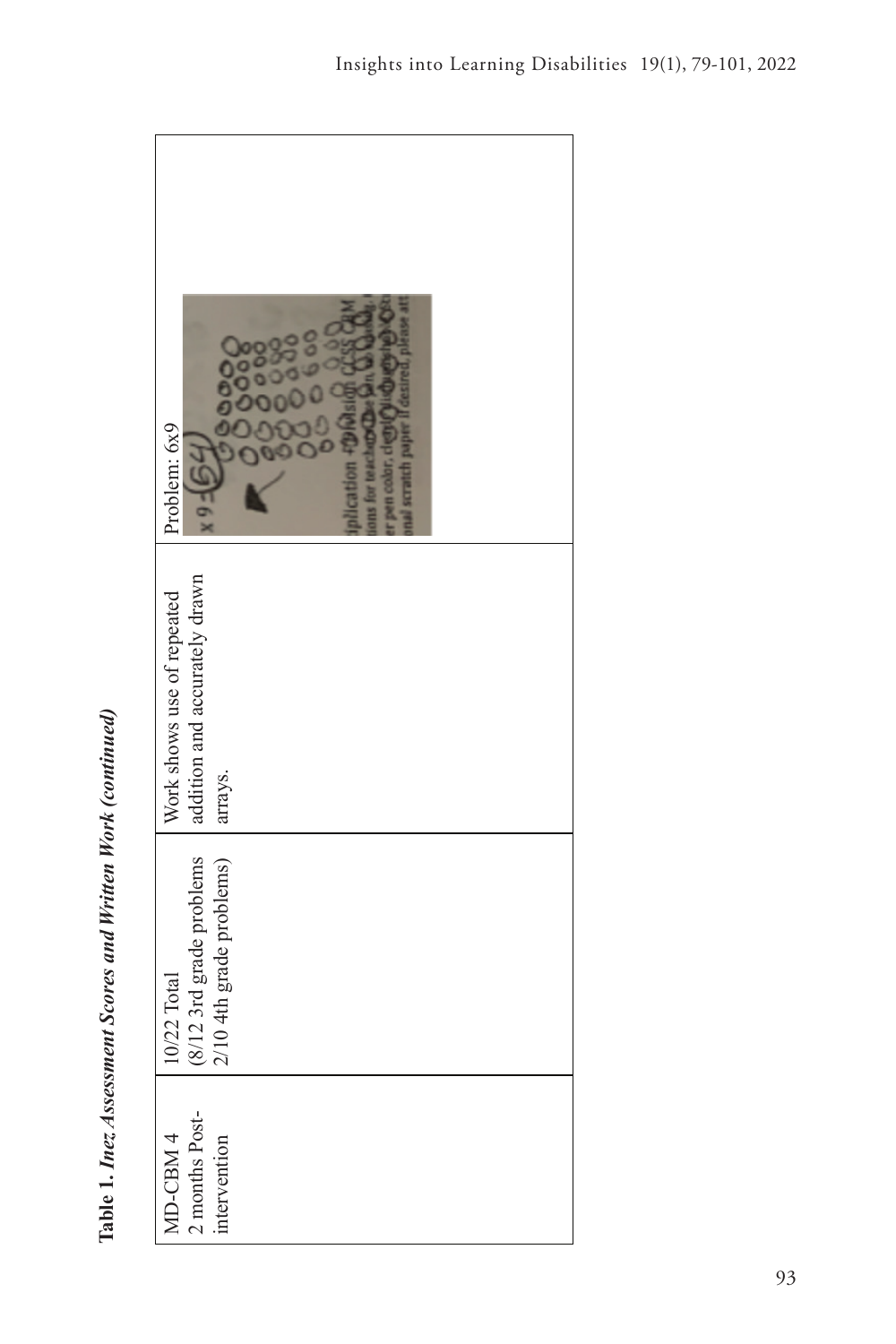**Table 1. *Inez Assessment Scores and Written Work (continued)***

| | | | |
|---|---|---|---|
| MD-CBM 4<br>2 months Post-intervention | 10/22 Total<br>(8/12 3rd grade problems<br>2/10 4th grade problems) | Work shows use of repeated addition and accurately drawn arrays. | Problem: 6x9 |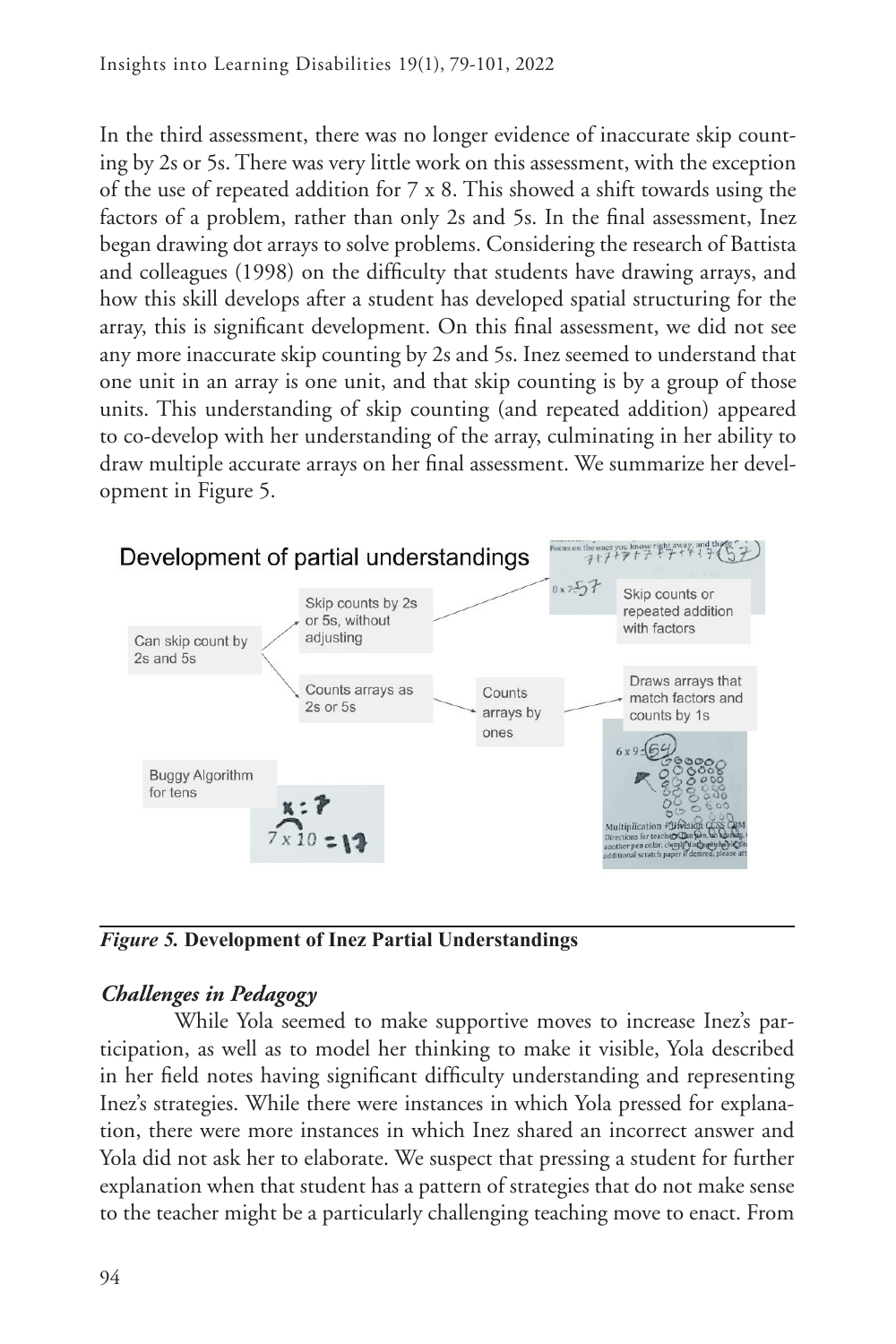In the third assessment, there was no longer evidence of inaccurate skip counting by 2s or 5s. There was very little work on this assessment, with the exception of the use of repeated addition for 7 x 8. This showed a shift towards using the factors of a problem, rather than only 2s and 5s. In the final assessment, Inez began drawing dot arrays to solve problems. Considering the research of Battista and colleagues (1998) on the difficulty that students have drawing arrays, and how this skill develops after a student has developed spatial structuring for the array, this is significant development. On this final assessment, we did not see any more inaccurate skip counting by 2s and 5s. Inez seemed to understand that one unit in an array is one unit, and that skip counting is by a group of those units. This understanding of skip counting (and repeated addition) appeared to co-develop with her understanding of the array, culminating in her ability to draw multiple accurate arrays on her final assessment. We summarize her development in Figure 5.

*Figure 5.* **Development of Inez Partial Understandings**

### *Challenges in Pedagogy*

While Yola seemed to make supportive moves to increase Inez's participation, as well as to model her thinking to make it visible, Yola described in her field notes having significant difficulty understanding and representing Inez's strategies. While there were instances in which Yola pressed for explanation, there were more instances in which Inez shared an incorrect answer and Yola did not ask her to elaborate. We suspect that pressing a student for further explanation when that student has a pattern of strategies that do not make sense to the teacher might be a particularly challenging teaching move to enact. From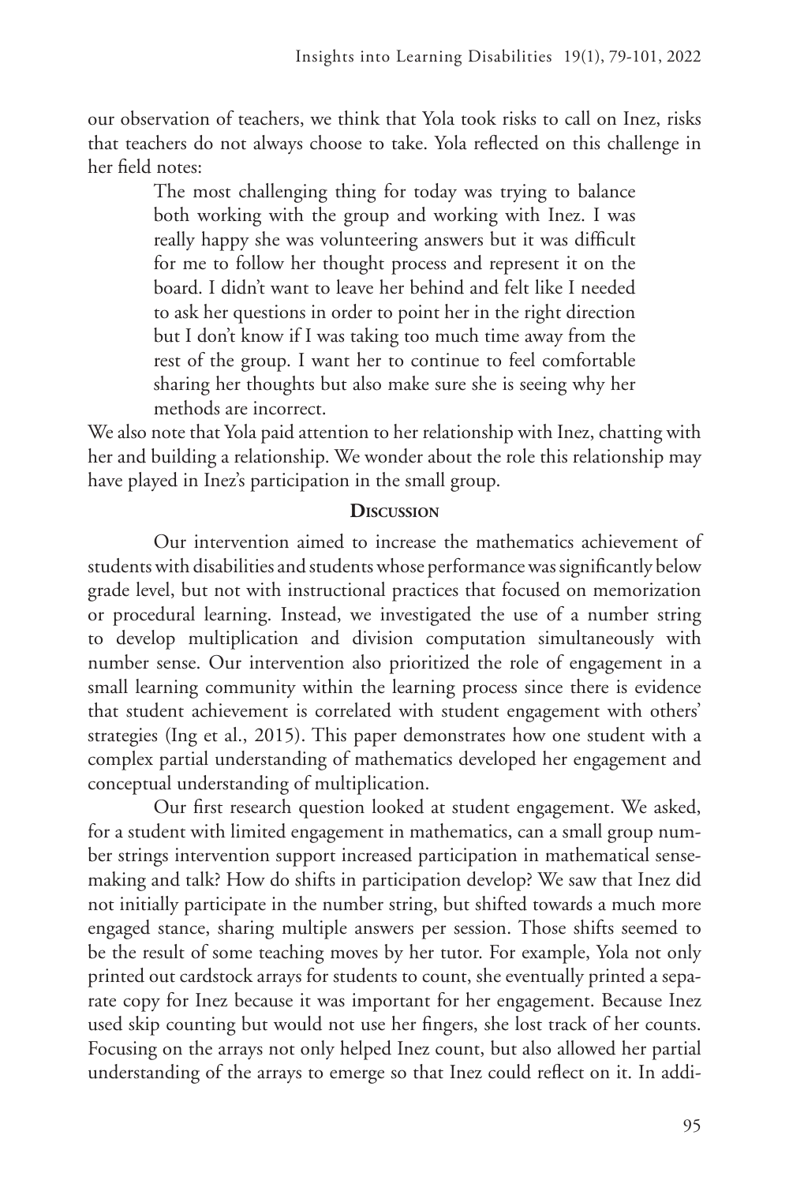our observation of teachers, we think that Yola took risks to call on Inez, risks that teachers do not always choose to take. Yola reflected on this challenge in her field notes:

> The most challenging thing for today was trying to balance both working with the group and working with Inez. I was really happy she was volunteering answers but it was difficult for me to follow her thought process and represent it on the board. I didn't want to leave her behind and felt like I needed to ask her questions in order to point her in the right direction but I don't know if I was taking too much time away from the rest of the group. I want her to continue to feel comfortable sharing her thoughts but also make sure she is seeing why her methods are incorrect.

We also note that Yola paid attention to her relationship with Inez, chatting with her and building a relationship. We wonder about the role this relationship may have played in Inez's participation in the small group.

## Discussion

Our intervention aimed to increase the mathematics achievement of students with disabilities and students whose performance was significantly below grade level, but not with instructional practices that focused on memorization or procedural learning. Instead, we investigated the use of a number string to develop multiplication and division computation simultaneously with number sense. Our intervention also prioritized the role of engagement in a small learning community within the learning process since there is evidence that student achievement is correlated with student engagement with others' strategies (Ing et al., 2015). This paper demonstrates how one student with a complex partial understanding of mathematics developed her engagement and conceptual understanding of multiplication.

Our first research question looked at student engagement. We asked, for a student with limited engagement in mathematics, can a small group number strings intervention support increased participation in mathematical sense-making and talk? How do shifts in participation develop? We saw that Inez did not initially participate in the number string, but shifted towards a much more engaged stance, sharing multiple answers per session. Those shifts seemed to be the result of some teaching moves by her tutor. For example, Yola not only printed out cardstock arrays for students to count, she eventually printed a separate copy for Inez because it was important for her engagement. Because Inez used skip counting but would not use her fingers, she lost track of her counts. Focusing on the arrays not only helped Inez count, but also allowed her partial understanding of the arrays to emerge so that Inez could reflect on it. In addi-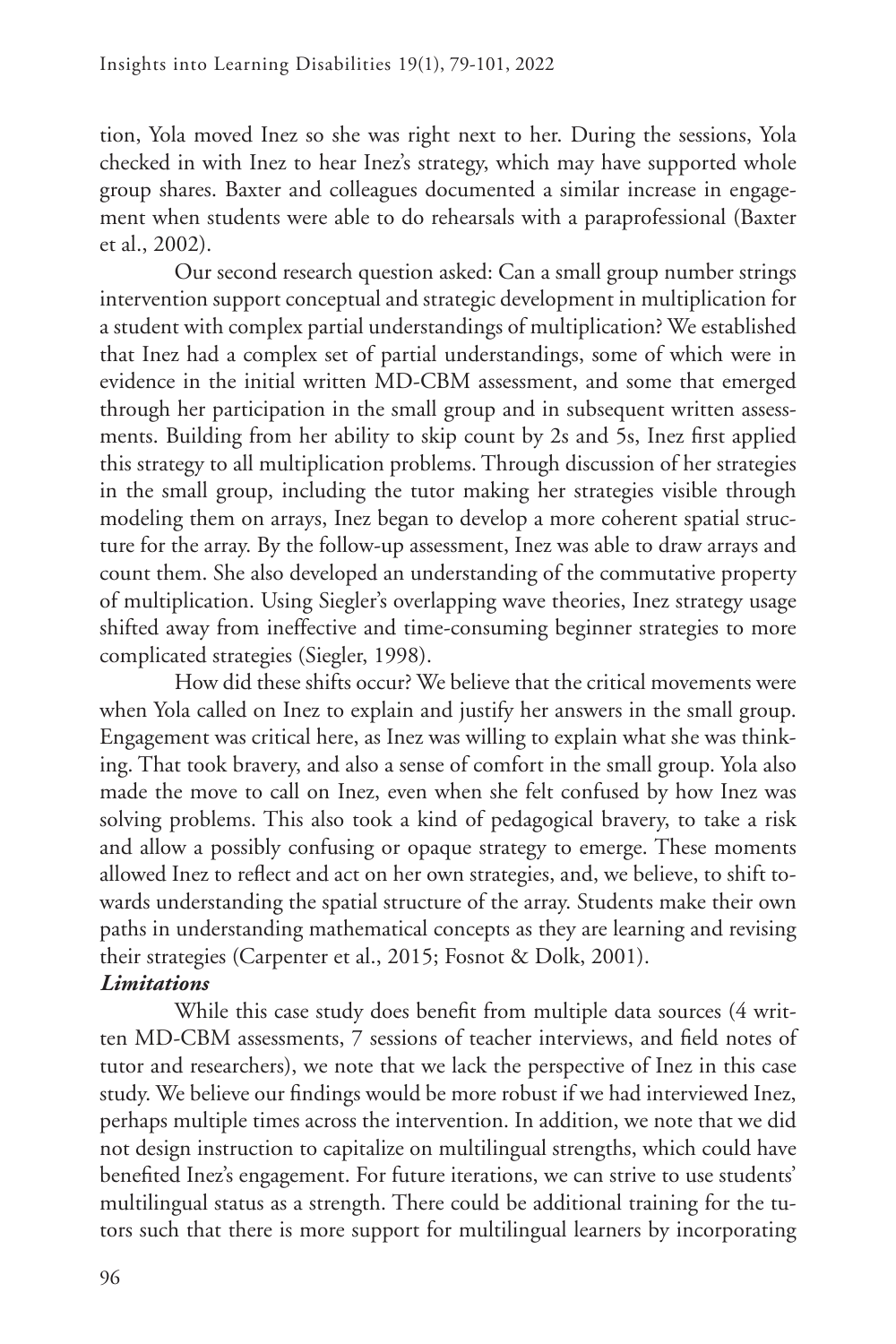tion, Yola moved Inez so she was right next to her. During the sessions, Yola checked in with Inez to hear Inez's strategy, which may have supported whole group shares. Baxter and colleagues documented a similar increase in engagement when students were able to do rehearsals with a paraprofessional (Baxter et al., 2002).

Our second research question asked: Can a small group number strings intervention support conceptual and strategic development in multiplication for a student with complex partial understandings of multiplication? We established that Inez had a complex set of partial understandings, some of which were in evidence in the initial written MD-CBM assessment, and some that emerged through her participation in the small group and in subsequent written assessments. Building from her ability to skip count by 2s and 5s, Inez first applied this strategy to all multiplication problems. Through discussion of her strategies in the small group, including the tutor making her strategies visible through modeling them on arrays, Inez began to develop a more coherent spatial structure for the array. By the follow-up assessment, Inez was able to draw arrays and count them. She also developed an understanding of the commutative property of multiplication. Using Siegler's overlapping wave theories, Inez strategy usage shifted away from ineffective and time-consuming beginner strategies to more complicated strategies (Siegler, 1998).

How did these shifts occur? We believe that the critical movements were when Yola called on Inez to explain and justify her answers in the small group. Engagement was critical here, as Inez was willing to explain what she was thinking. That took bravery, and also a sense of comfort in the small group. Yola also made the move to call on Inez, even when she felt confused by how Inez was solving problems. This also took a kind of pedagogical bravery, to take a risk and allow a possibly confusing or opaque strategy to emerge. These moments allowed Inez to reflect and act on her own strategies, and, we believe, to shift towards understanding the spatial structure of the array. Students make their own paths in understanding mathematical concepts as they are learning and revising their strategies (Carpenter et al., 2015; Fosnot & Dolk, 2001).

***Limitations***

While this case study does benefit from multiple data sources (4 written MD-CBM assessments, 7 sessions of teacher interviews, and field notes of tutor and researchers), we note that we lack the perspective of Inez in this case study. We believe our findings would be more robust if we had interviewed Inez, perhaps multiple times across the intervention. In addition, we note that we did not design instruction to capitalize on multilingual strengths, which could have benefited Inez's engagement. For future iterations, we can strive to use students' multilingual status as a strength. There could be additional training for the tutors such that there is more support for multilingual learners by incorporating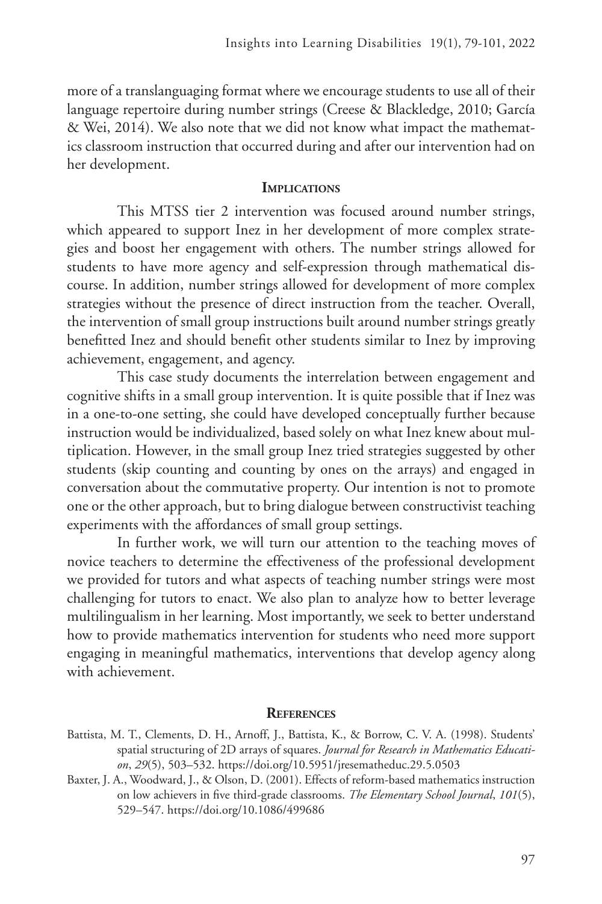more of a translanguaging format where we encourage students to use all of their language repertoire during number strings (Creese & Blackledge, 2010; García & Wei, 2014). We also note that we did not know what impact the mathematics classroom instruction that occurred during and after our intervention had on her development.

## Implications

This MTSS tier 2 intervention was focused around number strings, which appeared to support Inez in her development of more complex strategies and boost her engagement with others. The number strings allowed for students to have more agency and self-expression through mathematical discourse. In addition, number strings allowed for development of more complex strategies without the presence of direct instruction from the teacher. Overall, the intervention of small group instructions built around number strings greatly benefitted Inez and should benefit other students similar to Inez by improving achievement, engagement, and agency.

This case study documents the interrelation between engagement and cognitive shifts in a small group intervention. It is quite possible that if Inez was in a one-to-one setting, she could have developed conceptually further because instruction would be individualized, based solely on what Inez knew about multiplication. However, in the small group Inez tried strategies suggested by other students (skip counting and counting by ones on the arrays) and engaged in conversation about the commutative property. Our intention is not to promote one or the other approach, but to bring dialogue between constructivist teaching experiments with the affordances of small group settings.

In further work, we will turn our attention to the teaching moves of novice teachers to determine the effectiveness of the professional development we provided for tutors and what aspects of teaching number strings were most challenging for tutors to enact. We also plan to analyze how to better leverage multilingualism in her learning. Most importantly, we seek to better understand how to provide mathematics intervention for students who need more support engaging in meaningful mathematics, interventions that develop agency along with achievement.

## References

Battista, M. T., Clements, D. H., Arnoff, J., Battista, K., & Borrow, C. V. A. (1998). Students' spatial structuring of 2D arrays of squares. *Journal for Research in Mathematics Education*, *29*(5), 503–532. https://doi.org/10.5951/jresematheduc.29.5.0503

Baxter, J. A., Woodward, J., & Olson, D. (2001). Effects of reform-based mathematics instruction on low achievers in five third-grade classrooms. *The Elementary School Journal*, *101*(5), 529–547. https://doi.org/10.1086/499686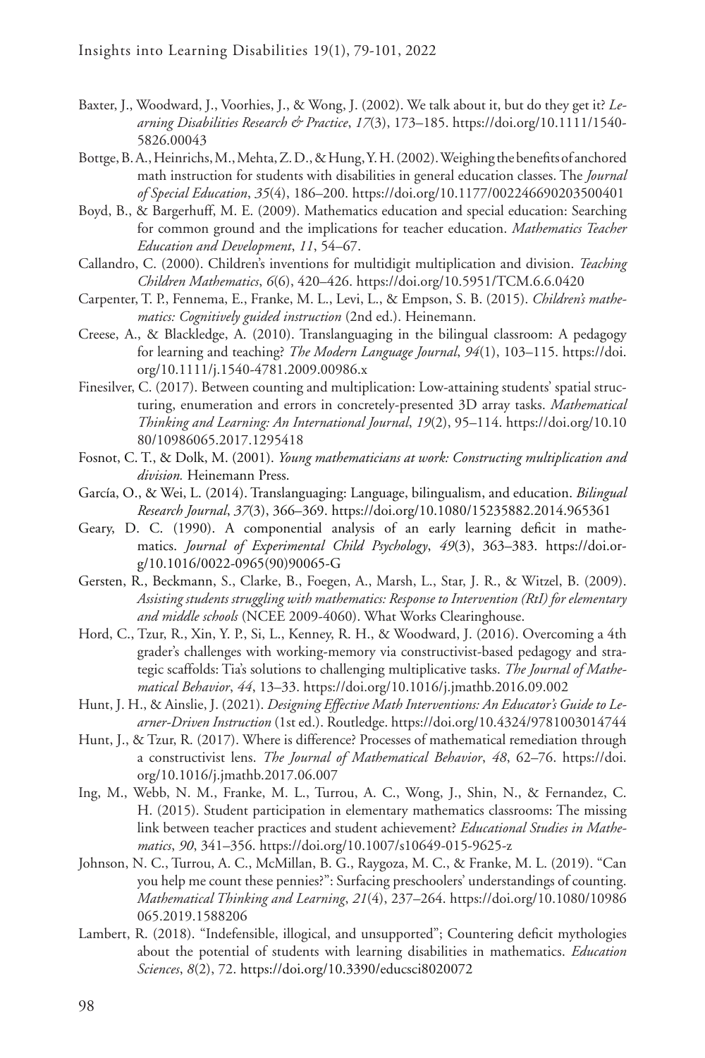Baxter, J., Woodward, J., Voorhies, J., & Wong, J. (2002). We talk about it, but do they get it? *Learning Disabilities Research & Practice*, *17*(3), 173–185. https://doi.org/10.1111/1540-5826.00043

Bottge, B. A., Heinrichs, M., Mehta, Z. D., & Hung, Y. H. (2002). Weighing the benefits of anchored math instruction for students with disabilities in general education classes. The *Journal of Special Education*, *35*(4), 186–200. https://doi.org/10.1177/002246690203500401

Boyd, B., & Bargerhuff, M. E. (2009). Mathematics education and special education: Searching for common ground and the implications for teacher education. *Mathematics Teacher Education and Development*, *11*, 54–67.

Callandro, C. (2000). Children's inventions for multidigit multiplication and division. *Teaching Children Mathematics*, *6*(6), 420–426. https://doi.org/10.5951/TCM.6.6.0420

Carpenter, T. P., Fennema, E., Franke, M. L., Levi, L., & Empson, S. B. (2015). *Children's mathematics: Cognitively guided instruction* (2nd ed.). Heinemann.

Creese, A., & Blackledge, A. (2010). Translanguaging in the bilingual classroom: A pedagogy for learning and teaching? *The Modern Language Journal*, *94*(1), 103–115. https://doi.org/10.1111/j.1540-4781.2009.00986.x

Finesilver, C. (2017). Between counting and multiplication: Low-attaining students' spatial structuring, enumeration and errors in concretely-presented 3D array tasks. *Mathematical Thinking and Learning: An International Journal*, *19*(2), 95–114. https://doi.org/10.1080/10986065.2017.1295418

Fosnot, C. T., & Dolk, M. (2001). *Young mathematicians at work: Constructing multiplication and division.* Heinemann Press.

García, O., & Wei, L. (2014). Translanguaging: Language, bilingualism, and education. *Bilingual Research Journal*, *37*(3), 366–369. https://doi.org/10.1080/15235882.2014.965361

Geary, D. C. (1990). A componential analysis of an early learning deficit in mathematics. *Journal of Experimental Child Psychology*, *49*(3), 363–383. https://doi.org/10.1016/0022-0965(90)90065-G

Gersten, R., Beckmann, S., Clarke, B., Foegen, A., Marsh, L., Star, J. R., & Witzel, B. (2009). *Assisting students struggling with mathematics: Response to Intervention (RtI) for elementary and middle schools* (NCEE 2009-4060). What Works Clearinghouse.

Hord, C., Tzur, R., Xin, Y. P., Si, L., Kenney, R. H., & Woodward, J. (2016). Overcoming a 4th grader's challenges with working-memory via constructivist-based pedagogy and strategic scaffolds: Tia's solutions to challenging multiplicative tasks. *The Journal of Mathematical Behavior*, *44*, 13–33. https://doi.org/10.1016/j.jmathb.2016.09.002

Hunt, J. H., & Ainslie, J. (2021). *Designing Effective Math Interventions: An Educator's Guide to Learner-Driven Instruction* (1st ed.). Routledge. https://doi.org/10.4324/9781003014744

Hunt, J., & Tzur, R. (2017). Where is difference? Processes of mathematical remediation through a constructivist lens. *The Journal of Mathematical Behavior*, *48*, 62–76. https://doi.org/10.1016/j.jmathb.2017.06.007

Ing, M., Webb, N. M., Franke, M. L., Turrou, A. C., Wong, J., Shin, N., & Fernandez, C. H. (2015). Student participation in elementary mathematics classrooms: The missing link between teacher practices and student achievement? *Educational Studies in Mathematics*, *90*, 341–356. https://doi.org/10.1007/s10649-015-9625-z

Johnson, N. C., Turrou, A. C., McMillan, B. G., Raygoza, M. C., & Franke, M. L. (2019). "Can you help me count these pennies?": Surfacing preschoolers' understandings of counting. *Mathematical Thinking and Learning*, *21*(4), 237–264. https://doi.org/10.1080/10986065.2019.1588206

Lambert, R. (2018). "Indefensible, illogical, and unsupported"; Countering deficit mythologies about the potential of students with learning disabilities in mathematics. *Education Sciences*, *8*(2), 72. https://doi.org/10.3390/educsci8020072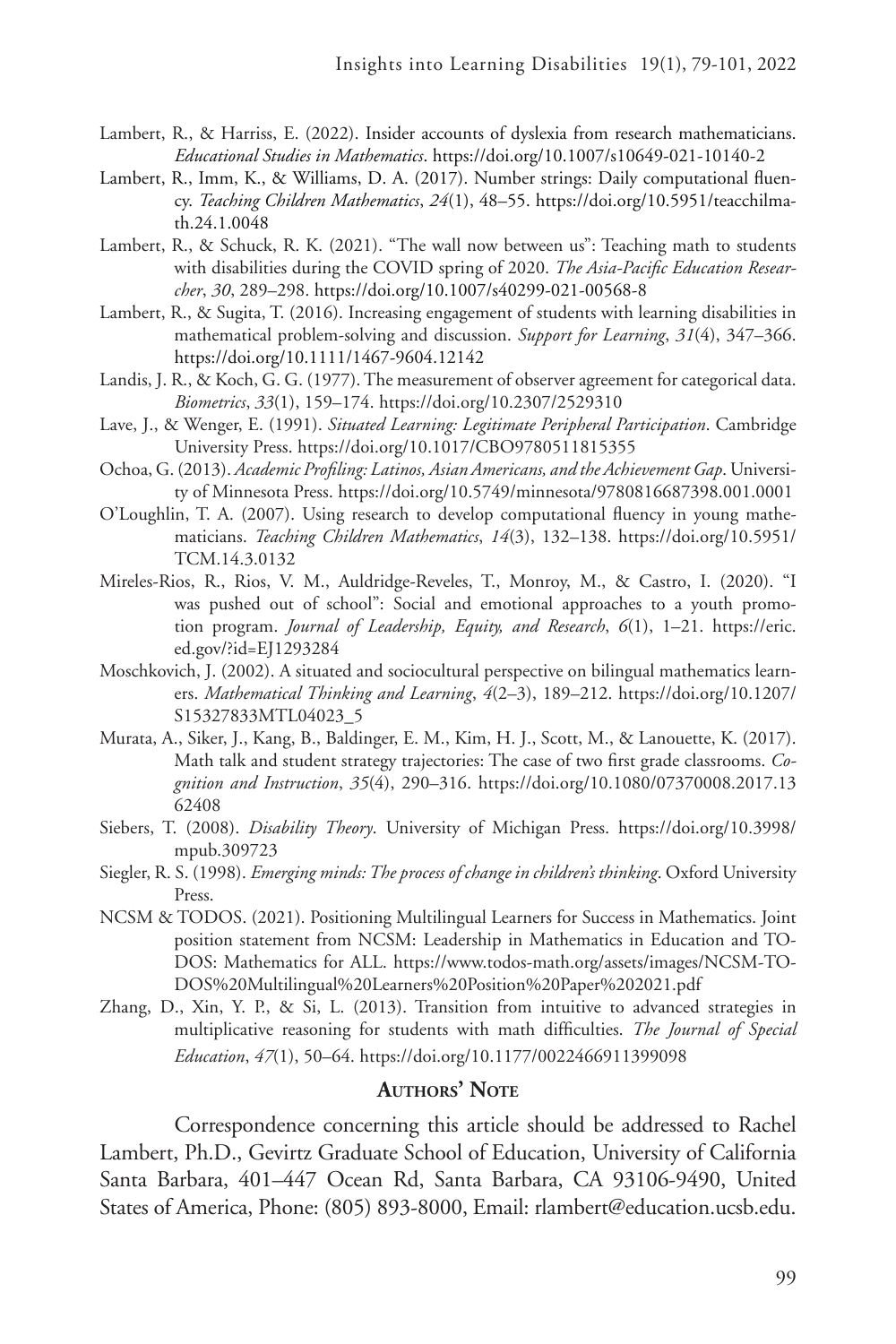Lambert, R., & Harriss, E. (2022). Insider accounts of dyslexia from research mathematicians. *Educational Studies in Mathematics*. https://doi.org/10.1007/s10649-021-10140-2

Lambert, R., Imm, K., & Williams, D. A. (2017). Number strings: Daily computational fluency. *Teaching Children Mathematics*, *24*(1), 48–55. https://doi.org/10.5951/teacchilmath.24.1.0048

Lambert, R., & Schuck, R. K. (2021). "The wall now between us": Teaching math to students with disabilities during the COVID spring of 2020. *The Asia-Pacific Education Researcher*, *30*, 289–298. https://doi.org/10.1007/s40299-021-00568-8

Lambert, R., & Sugita, T. (2016). Increasing engagement of students with learning disabilities in mathematical problem-solving and discussion. *Support for Learning*, *31*(4), 347–366. https://doi.org/10.1111/1467-9604.12142

Landis, J. R., & Koch, G. G. (1977). The measurement of observer agreement for categorical data. *Biometrics*, *33*(1), 159–174. https://doi.org/10.2307/2529310

Lave, J., & Wenger, E. (1991). *Situated Learning: Legitimate Peripheral Participation*. Cambridge University Press. https://doi.org/10.1017/CBO9780511815355

Ochoa, G. (2013). *Academic Profiling: Latinos, Asian Americans, and the Achievement Gap*. University of Minnesota Press. https://doi.org/10.5749/minnesota/9780816687398.001.0001

O'Loughlin, T. A. (2007). Using research to develop computational fluency in young mathematicians. *Teaching Children Mathematics*, *14*(3), 132–138. https://doi.org/10.5951/TCM.14.3.0132

Mireles-Rios, R., Rios, V. M., Auldridge-Reveles, T., Monroy, M., & Castro, I. (2020). "I was pushed out of school": Social and emotional approaches to a youth promotion program. *Journal of Leadership, Equity, and Research*, *6*(1), 1–21. https://eric.ed.gov/?id=EJ1293284

Moschkovich, J. (2002). A situated and sociocultural perspective on bilingual mathematics learners. *Mathematical Thinking and Learning*, *4*(2–3), 189–212. https://doi.org/10.1207/S15327833MTL04023_5

Murata, A., Siker, J., Kang, B., Baldinger, E. M., Kim, H. J., Scott, M., & Lanouette, K. (2017). Math talk and student strategy trajectories: The case of two first grade classrooms. *Cognition and Instruction*, *35*(4), 290–316. https://doi.org/10.1080/07370008.2017.1362408

Siebers, T. (2008). *Disability Theory*. University of Michigan Press. https://doi.org/10.3998/mpub.309723

Siegler, R. S. (1998). *Emerging minds: The process of change in children's thinking*. Oxford University Press.

NCSM & TODOS. (2021). Positioning Multilingual Learners for Success in Mathematics. Joint position statement from NCSM: Leadership in Mathematics in Education and TODOS: Mathematics for ALL. https://www.todos-math.org/assets/images/NCSM-TODOS%20Multilingual%20Learners%20Position%20Paper%202021.pdf

Zhang, D., Xin, Y. P., & Si, L. (2013). Transition from intuitive to advanced strategies in multiplicative reasoning for students with math difficulties. *The Journal of Special Education*, *47*(1), 50–64. https://doi.org/10.1177/0022466911399098

## Authors' Note

Correspondence concerning this article should be addressed to Rachel Lambert, Ph.D., Gevirtz Graduate School of Education, University of California Santa Barbara, 401–447 Ocean Rd, Santa Barbara, CA 93106-9490, United States of America, Phone: (805) 893-8000, Email: rlambert@education.ucsb.edu.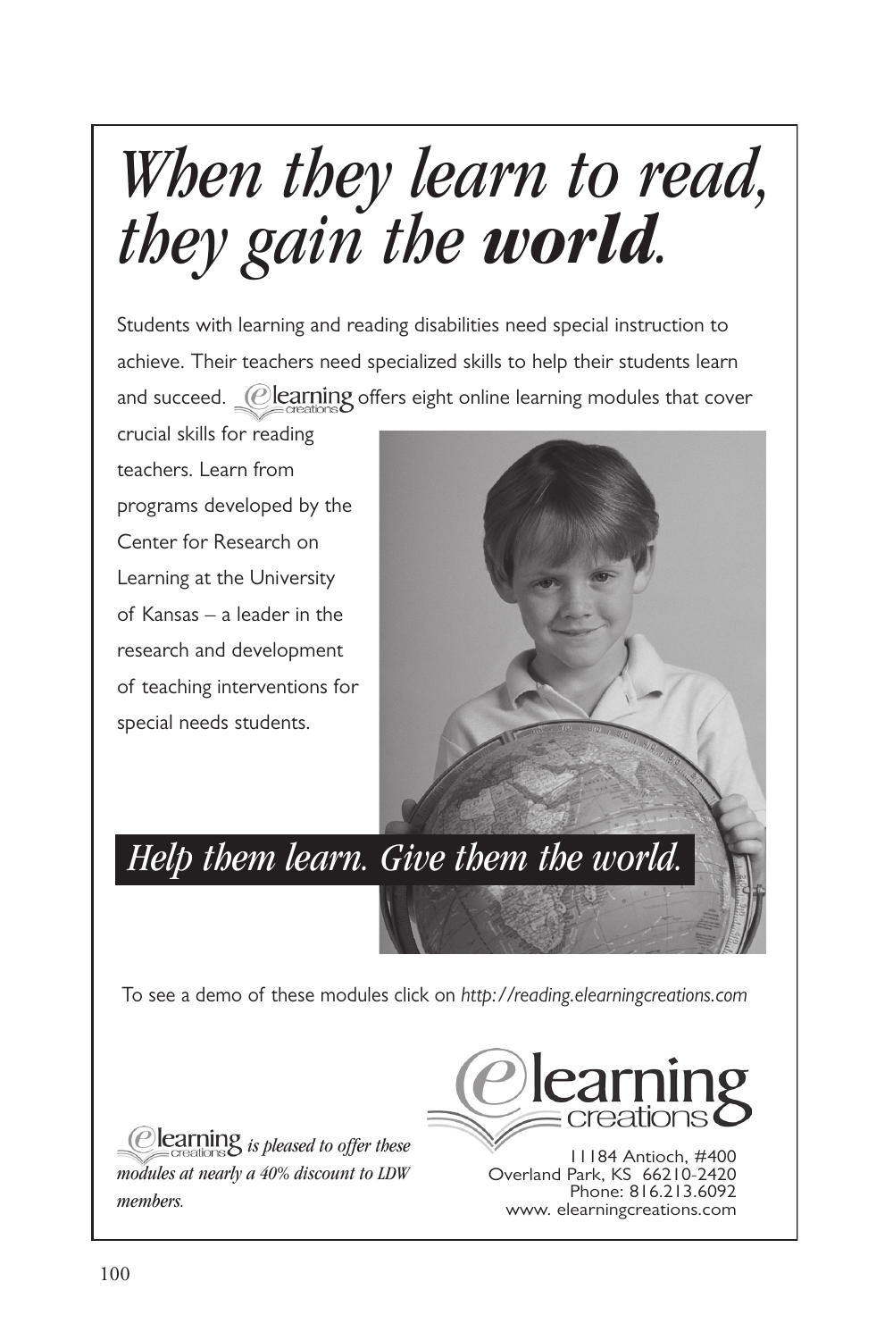# *When they learn to read, they gain the **world**.*

Students with learning and reading disabilities need special instruction to achieve. Their teachers need specialized skills to help their students learn and succeed. elearning creations offers eight online learning modules that cover crucial skills for reading teachers. Learn from programs developed by the Center for Research on Learning at the University of Kansas – a leader in the research and development of teaching interventions for special needs students.

*Help them learn. Give them the world.*

To see a demo of these modules click on *http://reading.elearningcreations.com*

elearning creations *is pleased to offer these modules at nearly a 40% discount to LDW members.*

elearning creations

11184 Antioch, #400
Overland Park, KS 66210-2420
Phone: 816.213.6092
www. elearningcreations.com